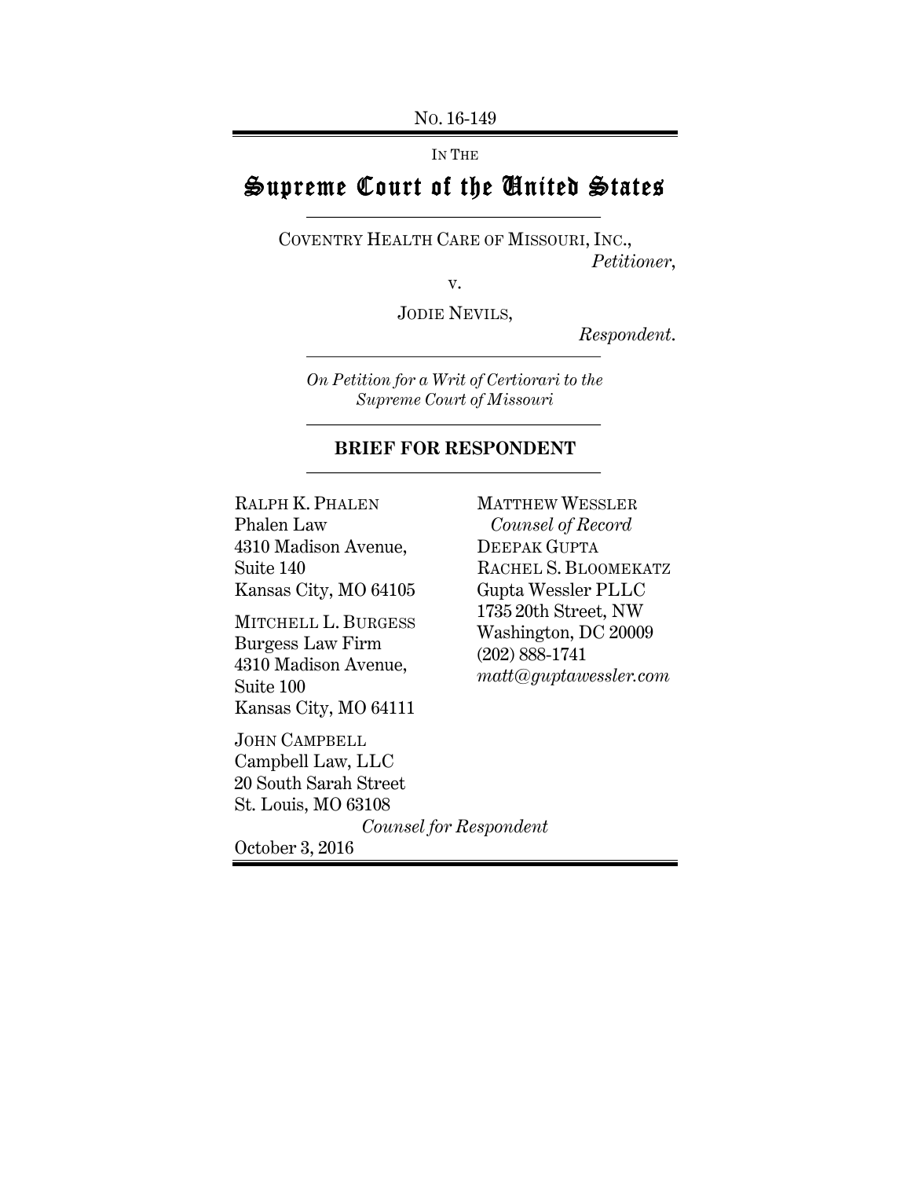No. 16-149

IN THE

# Supreme Court of the United States

COVENTRY HEALTH CARE OF MISSOURI, INC.,
*Petitioner*,

v.

JODIE NEVILS,
*Respondent*.

*On Petition for a Writ of Certiorari to the Supreme Court of Missouri*

## BRIEF FOR RESPONDENT

RALPH K. PHALEN
Phalen Law
4310 Madison Avenue,
Suite 140
Kansas City, MO 64105

MITCHELL L. BURGESS
Burgess Law Firm
4310 Madison Avenue,
Suite 100
Kansas City, MO 64111

JOHN CAMPBELL
Campbell Law, LLC
20 South Sarah Street
St. Louis, MO 63108

MATTHEW WESSLER
*Counsel of Record*
DEEPAK GUPTA
RACHEL S. BLOOMEKATZ
Gupta Wessler PLLC
1735 20th Street, NW
Washington, DC 20009
(202) 888-1741
*matt@guptawessler.com*

*Counsel for Respondent*

October 3, 2016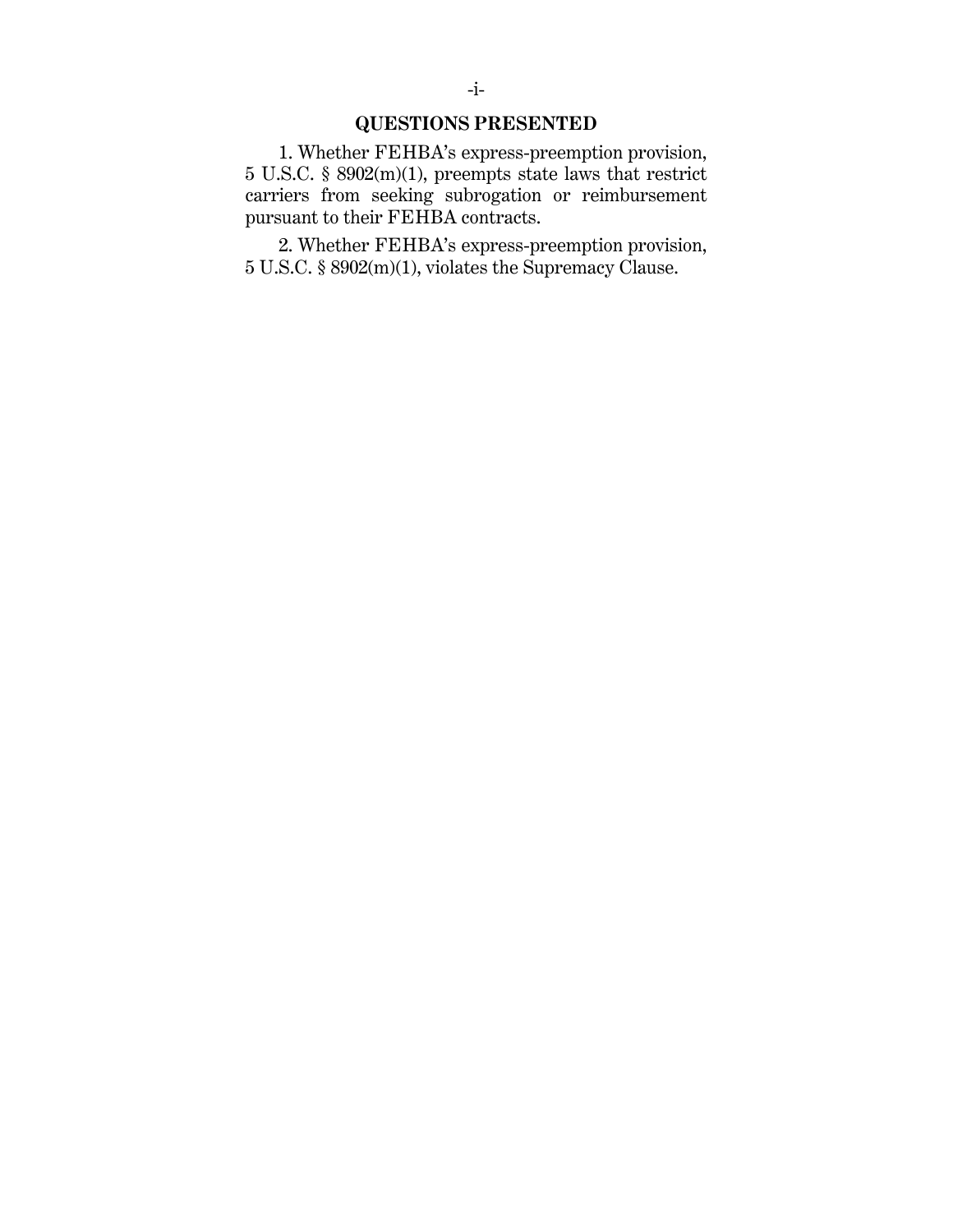## QUESTIONS PRESENTED

1. Whether FEHBA's express-preemption provision, 5 U.S.C. § 8902(m)(1), preempts state laws that restrict carriers from seeking subrogation or reimbursement pursuant to their FEHBA contracts.

2. Whether FEHBA's express-preemption provision, 5 U.S.C. § 8902(m)(1), violates the Supremacy Clause.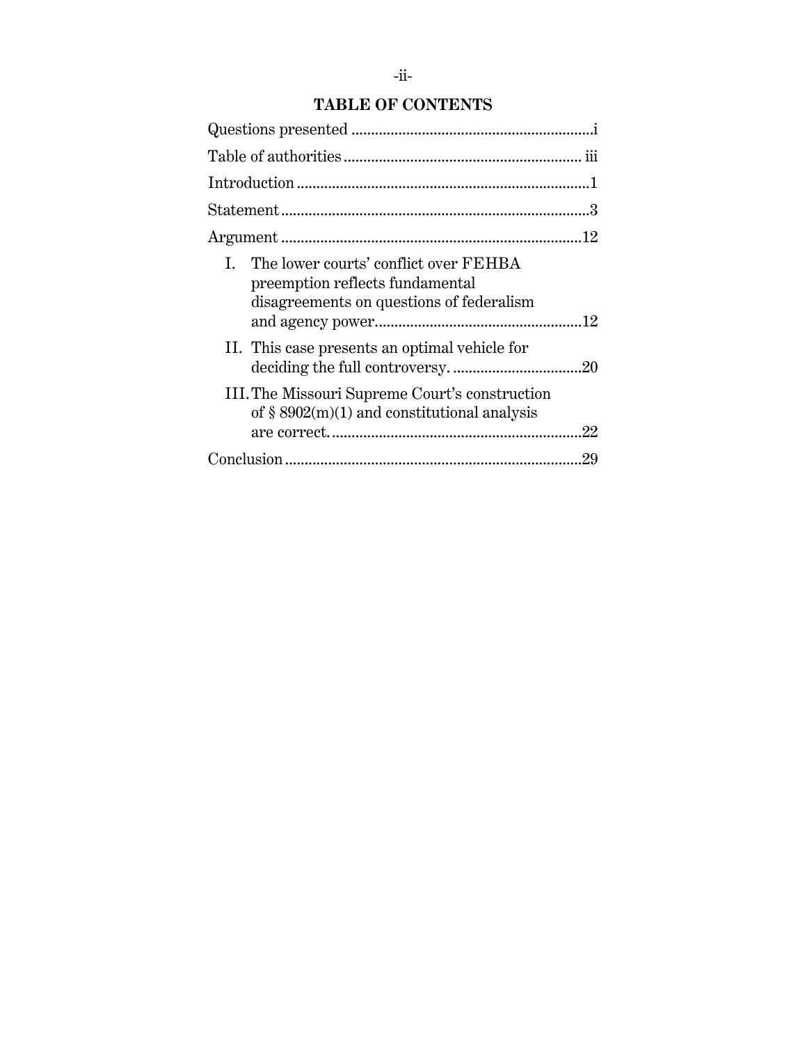## TABLE OF CONTENTS

Questions presented .............................................................i

Table of authorities ........................................................... iii

Introduction ..........................................................................1

Statement ..............................................................................3

Argument ............................................................................12

- I. The lower courts' conflict over FEHBA preemption reflects fundamental disagreements on questions of federalism and agency power....................................................12
- II. This case presents an optimal vehicle for deciding the full controversy. .................................20
- III. The Missouri Supreme Court's construction of § 8902(m)(1) and constitutional analysis are correct. ................................................................22

Conclusion ...........................................................................29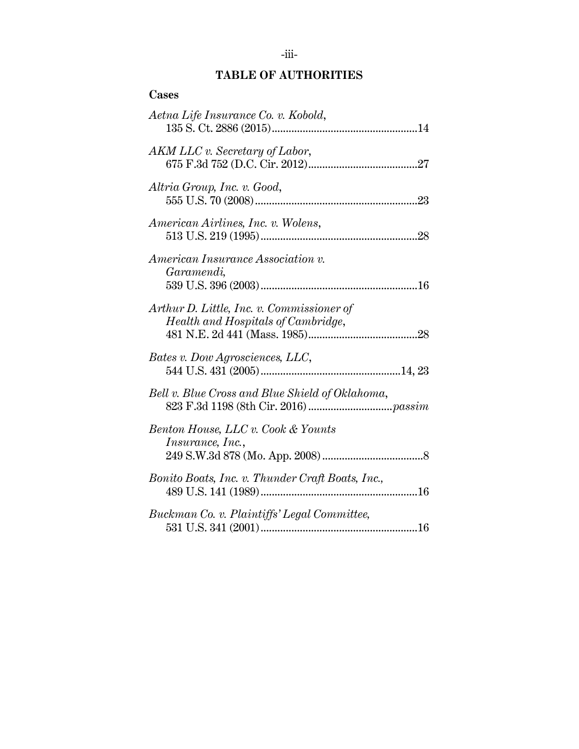# TABLE OF AUTHORITIES

## Cases

*Aetna Life Insurance Co. v. Kobold*, 135 S. Ct. 2886 (2015)....................................................14

*AKM LLC v. Secretary of Labor*, 675 F.3d 752 (D.C. Cir. 2012).......................................27

*Altria Group, Inc. v. Good*, 555 U.S. 70 (2008)..........................................................23

*American Airlines, Inc. v. Wolens*, 513 U.S. 219 (1995)........................................................28

*American Insurance Association v. Garamendi*, 539 U.S. 396 (2003)........................................................16

*Arthur D. Little, Inc. v. Commissioner of Health and Hospitals of Cambridge*, 481 N.E. 2d 441 (Mass. 1985).......................................28

*Bates v. Dow Agrosciences, LLC*, 544 U.S. 431 (2005)..................................................14, 23

*Bell v. Blue Cross and Blue Shield of Oklahoma*, 823 F.3d 1198 (8th Cir. 2016)..............................*passim*

*Benton House, LLC v. Cook & Younts Insurance, Inc.*, 249 S.W.3d 878 (Mo. App. 2008)....................................8

*Bonito Boats, Inc. v. Thunder Craft Boats, Inc.*, 489 U.S. 141 (1989)........................................................16

*Buckman Co. v. Plaintiffs' Legal Committee*, 531 U.S. 341 (2001)........................................................16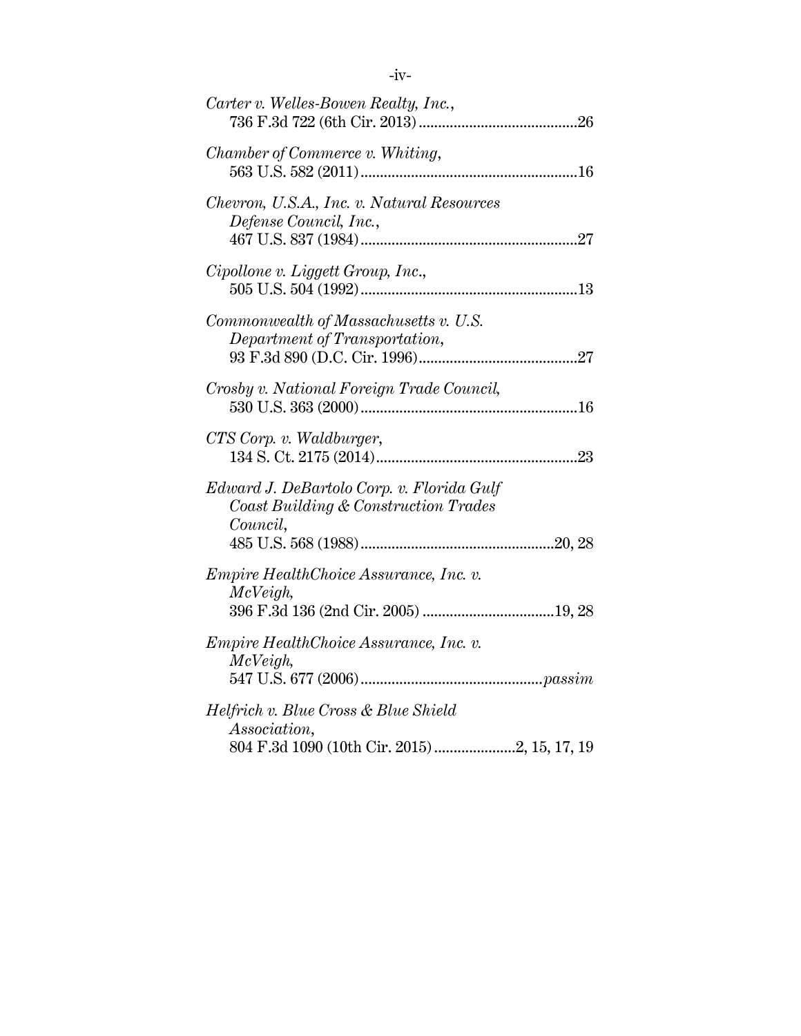*Carter v. Welles-Bowen Realty, Inc.*,
736 F.3d 722 (6th Cir. 2013) ........................................26

*Chamber of Commerce v. Whiting*,
563 U.S. 582 (2011) .......................................................16

*Chevron, U.S.A., Inc. v. Natural Resources Defense Council, Inc.*,
467 U.S. 837 (1984) .......................................................27

*Cipollone v. Liggett Group, Inc.*,
505 U.S. 504 (1992) .......................................................13

*Commonwealth of Massachusetts v. U.S. Department of Transportation*,
93 F.3d 890 (D.C. Cir. 1996) ........................................27

*Crosby v. National Foreign Trade Council*,
530 U.S. 363 (2000) .......................................................16

*CTS Corp. v. Waldburger*,
134 S. Ct. 2175 (2014) ...................................................23

*Edward J. DeBartolo Corp. v. Florida Gulf Coast Building & Construction Trades Council*,
485 U.S. 568 (1988) .................................................20, 28

*Empire HealthChoice Assurance, Inc. v. McVeigh*,
396 F.3d 136 (2nd Cir. 2005) .................................19, 28

*Empire HealthChoice Assurance, Inc. v. McVeigh*,
547 U.S. 677 (2006) .............................................*passim*

*Helfrich v. Blue Cross & Blue Shield Association*,
804 F.3d 1090 (10th Cir. 2015) ....................2, 15, 17, 19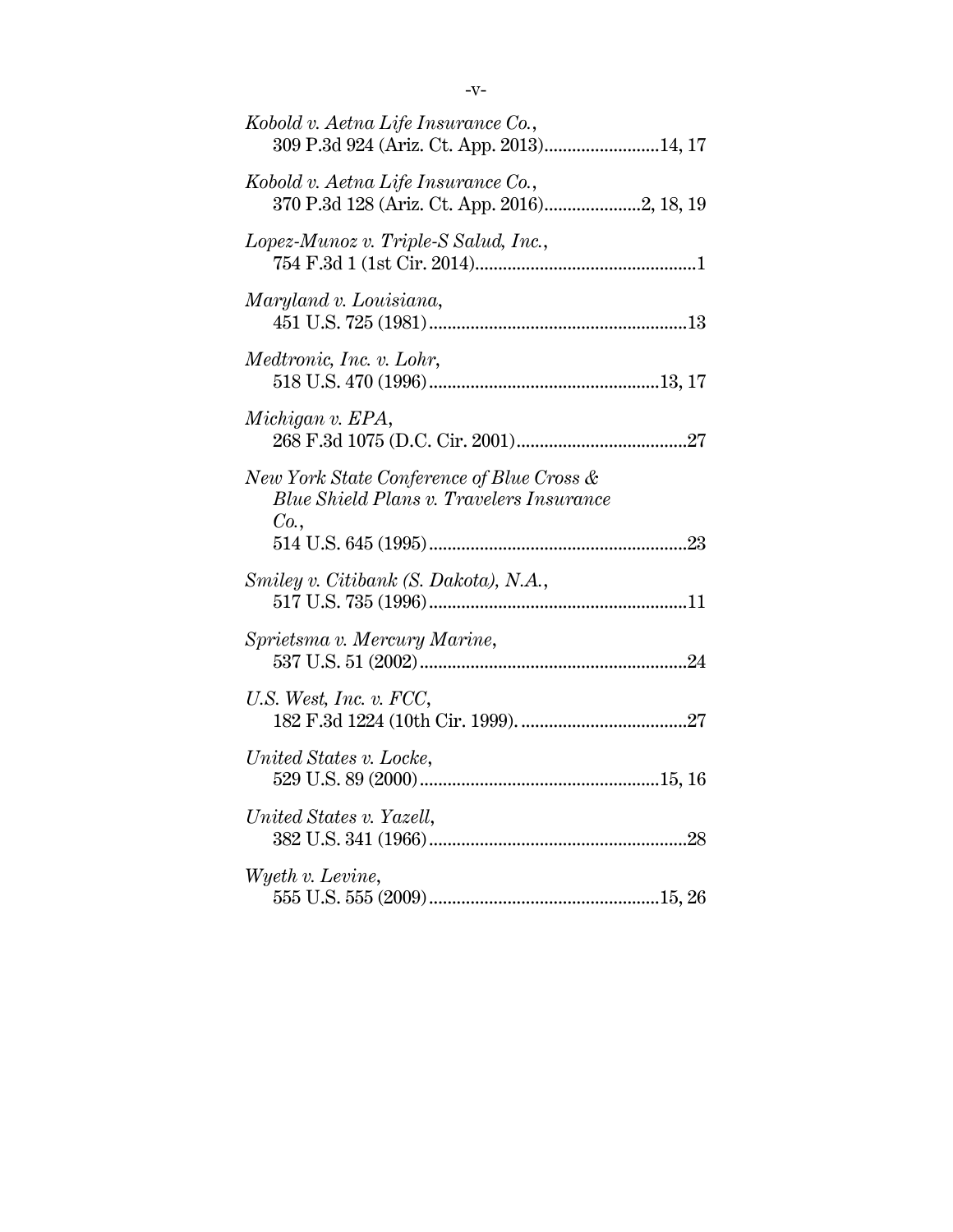*Kobold v. Aetna Life Insurance Co.*,
309 P.3d 924 (Ariz. Ct. App. 2013)........................14, 17

*Kobold v. Aetna Life Insurance Co.*,
370 P.3d 128 (Ariz. Ct. App. 2016)....................2, 18, 19

*Lopez-Munoz v. Triple-S Salud, Inc.*,
754 F.3d 1 (1st Cir. 2014)...............................................1

*Maryland v. Louisiana*,
451 U.S. 725 (1981).......................................................13

*Medtronic, Inc. v. Lohr*,
518 U.S. 470 (1996)................................................13, 17

*Michigan v. EPA*,
268 F.3d 1075 (D.C. Cir. 2001)....................................27

*New York State Conference of Blue Cross & Blue Shield Plans v. Travelers Insurance Co.*,
514 U.S. 645 (1995).......................................................23

*Smiley v. Citibank (S. Dakota), N.A.*,
517 U.S. 735 (1996).......................................................11

*Sprietsma v. Mercury Marine*,
537 U.S. 51 (2002).........................................................24

*U.S. West, Inc. v. FCC*,
182 F.3d 1224 (10th Cir. 1999). ...................................27

*United States v. Locke*,
529 U.S. 89 (2000)..................................................15, 16

*United States v. Yazell*,
382 U.S. 341 (1966).......................................................28

*Wyeth v. Levine*,
555 U.S. 555 (2009)................................................15, 26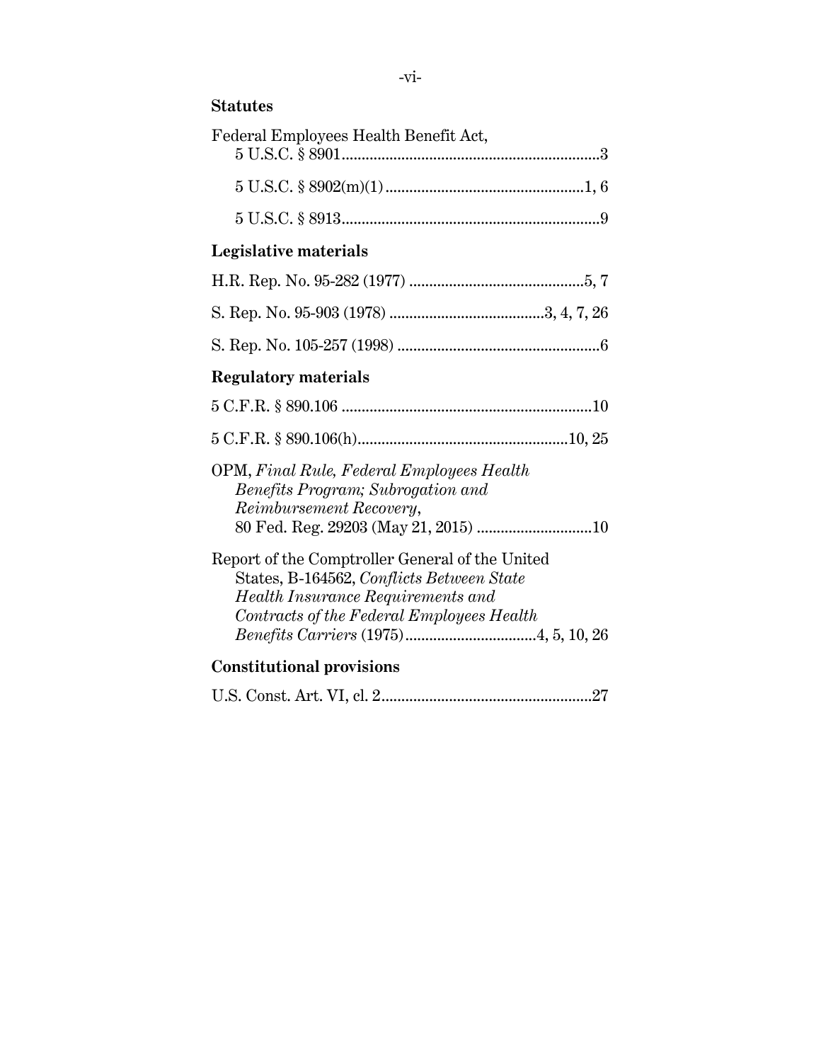**Statutes**

Federal Employees Health Benefit Act,
5 U.S.C. § 8901....................................................................3

5 U.S.C. § 8902(m)(1)....................................................1, 6

5 U.S.C. § 8913....................................................................9

**Legislative materials**

H.R. Rep. No. 95-282 (1977) ..............................................5, 7

S. Rep. No. 95-903 (1978) ........................................3, 4, 7, 26

S. Rep. No. 105-257 (1998) .....................................................6

**Regulatory materials**

5 C.F.R. § 890.106 ................................................................10

5 C.F.R. § 890.106(h).....................................................10, 25

OPM, *Final Rule, Federal Employees Health Benefits Program; Subrogation and Reimbursement Recovery*, 80 Fed. Reg. 29203 (May 21, 2015) ..............................10

Report of the Comptroller General of the United States, B-164562, *Conflicts Between State Health Insurance Requirements and Contracts of the Federal Employees Health Benefits Carriers* (1975).................................4, 5, 10, 26

**Constitutional provisions**

U.S. Const. Art. VI, cl. 2.....................................................27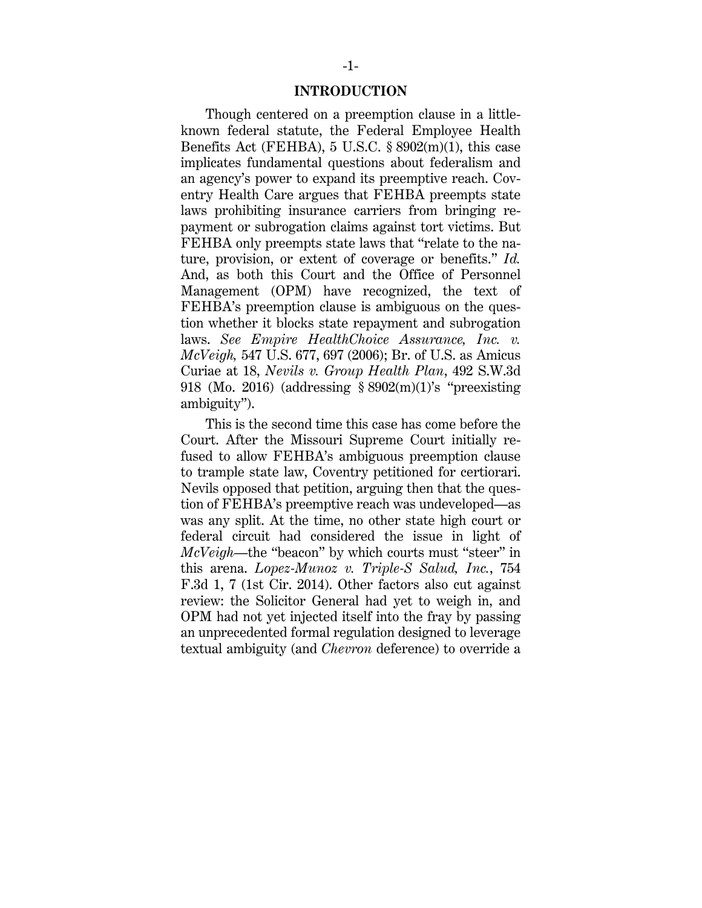## INTRODUCTION

Though centered on a preemption clause in a little-known federal statute, the Federal Employee Health Benefits Act (FEHBA), 5 U.S.C. § 8902(m)(1), this case implicates fundamental questions about federalism and an agency's power to expand its preemptive reach. Coventry Health Care argues that FEHBA preempts state laws prohibiting insurance carriers from bringing repayment or subrogation claims against tort victims. But FEHBA only preempts state laws that "relate to the nature, provision, or extent of coverage or benefits." *Id.* And, as both this Court and the Office of Personnel Management (OPM) have recognized, the text of FEHBA's preemption clause is ambiguous on the question whether it blocks state repayment and subrogation laws. *See Empire HealthChoice Assurance, Inc. v. McVeigh,* 547 U.S. 677, 697 (2006); Br. of U.S. as Amicus Curiae at 18, *Nevils v. Group Health Plan*, 492 S.W.3d 918 (Mo. 2016) (addressing § 8902(m)(1)'s "preexisting ambiguity").

This is the second time this case has come before the Court. After the Missouri Supreme Court initially refused to allow FEHBA's ambiguous preemption clause to trample state law, Coventry petitioned for certiorari. Nevils opposed that petition, arguing then that the question of FEHBA's preemptive reach was undeveloped—as was any split. At the time, no other state high court or federal circuit had considered the issue in light of *McVeigh*—the "beacon" by which courts must "steer" in this arena. *Lopez-Munoz v. Triple-S Salud, Inc.*, 754 F.3d 1, 7 (1st Cir. 2014). Other factors also cut against review: the Solicitor General had yet to weigh in, and OPM had not yet injected itself into the fray by passing an unprecedented formal regulation designed to leverage textual ambiguity (and *Chevron* deference) to override a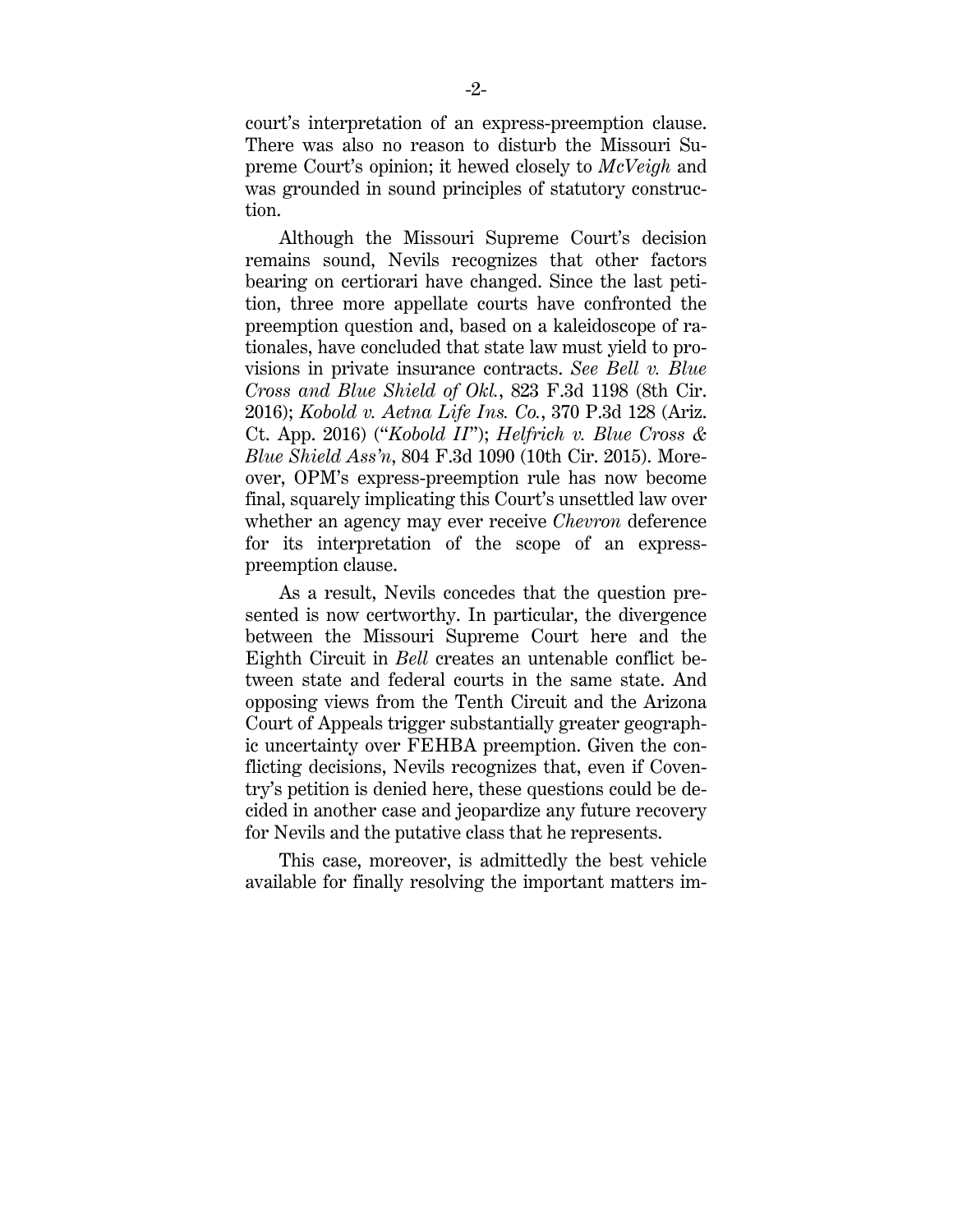court's interpretation of an express-preemption clause. There was also no reason to disturb the Missouri Supreme Court's opinion; it hewed closely to *McVeigh* and was grounded in sound principles of statutory construction.

Although the Missouri Supreme Court's decision remains sound, Nevils recognizes that other factors bearing on certiorari have changed. Since the last petition, three more appellate courts have confronted the preemption question and, based on a kaleidoscope of rationales, have concluded that state law must yield to provisions in private insurance contracts. *See Bell v. Blue Cross and Blue Shield of Okl.*, 823 F.3d 1198 (8th Cir. 2016); *Kobold v. Aetna Life Ins. Co.*, 370 P.3d 128 (Ariz. Ct. App. 2016) ("*Kobold II*"); *Helfrich v. Blue Cross & Blue Shield Ass'n*, 804 F.3d 1090 (10th Cir. 2015). Moreover, OPM's express-preemption rule has now become final, squarely implicating this Court's unsettled law over whether an agency may ever receive *Chevron* deference for its interpretation of the scope of an express-preemption clause.

As a result, Nevils concedes that the question presented is now certworthy. In particular, the divergence between the Missouri Supreme Court here and the Eighth Circuit in *Bell* creates an untenable conflict between state and federal courts in the same state. And opposing views from the Tenth Circuit and the Arizona Court of Appeals trigger substantially greater geographic uncertainty over FEHBA preemption. Given the conflicting decisions, Nevils recognizes that, even if Coventry's petition is denied here, these questions could be decided in another case and jeopardize any future recovery for Nevils and the putative class that he represents.

This case, moreover, is admittedly the best vehicle available for finally resolving the important matters im-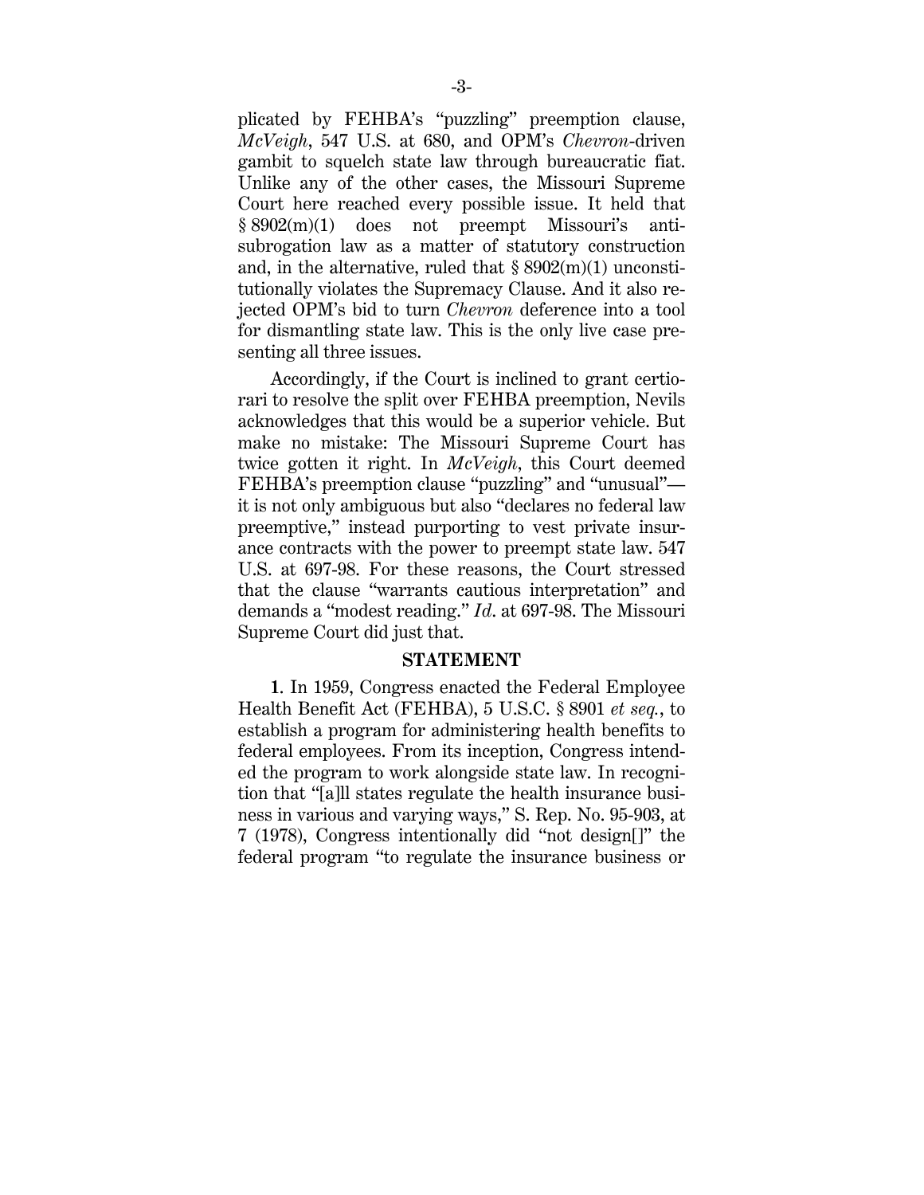plicated by FEHBA's "puzzling" preemption clause, *McVeigh*, 547 U.S. at 680, and OPM's *Chevron*-driven gambit to squelch state law through bureaucratic fiat. Unlike any of the other cases, the Missouri Supreme Court here reached every possible issue. It held that § 8902(m)(1) does not preempt Missouri's anti-subrogation law as a matter of statutory construction and, in the alternative, ruled that § 8902(m)(1) unconstitutionally violates the Supremacy Clause. And it also rejected OPM's bid to turn *Chevron* deference into a tool for dismantling state law. This is the only live case presenting all three issues.

Accordingly, if the Court is inclined to grant certiorari to resolve the split over FEHBA preemption, Nevils acknowledges that this would be a superior vehicle. But make no mistake: The Missouri Supreme Court has twice gotten it right. In *McVeigh*, this Court deemed FEHBA's preemption clause "puzzling" and "unusual"—it is not only ambiguous but also "declares no federal law preemptive," instead purporting to vest private insurance contracts with the power to preempt state law. 547 U.S. at 697-98. For these reasons, the Court stressed that the clause "warrants cautious interpretation" and demands a "modest reading." *Id*. at 697-98. The Missouri Supreme Court did just that.

## STATEMENT

**1**. In 1959, Congress enacted the Federal Employee Health Benefit Act (FEHBA), 5 U.S.C. § 8901 *et seq.*, to establish a program for administering health benefits to federal employees. From its inception, Congress intended the program to work alongside state law. In recognition that "[a]ll states regulate the health insurance business in various and varying ways," S. Rep. No. 95-903, at 7 (1978), Congress intentionally did "not design[]" the federal program "to regulate the insurance business or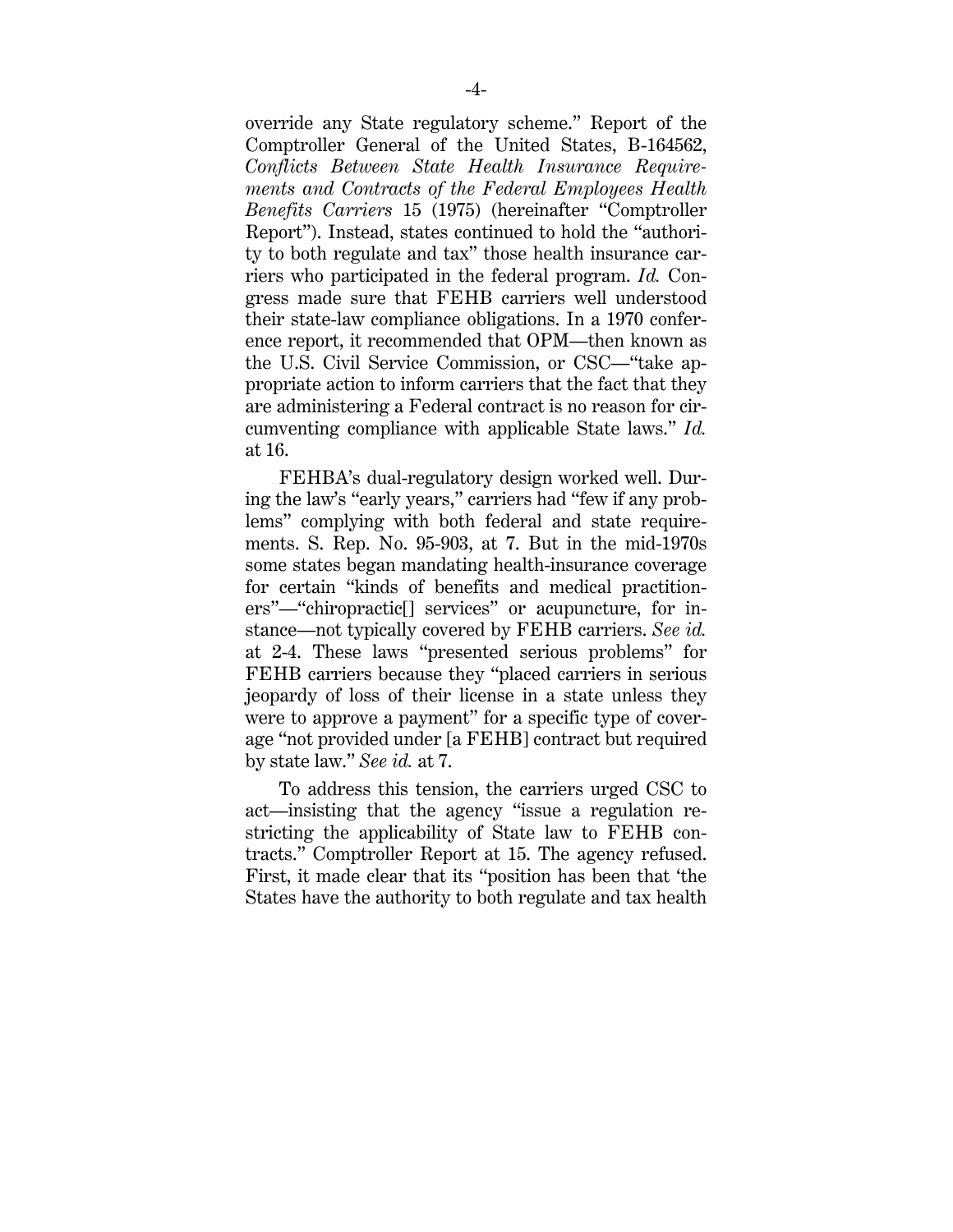override any State regulatory scheme." Report of the Comptroller General of the United States, B-164562, *Conflicts Between State Health Insurance Requirements and Contracts of the Federal Employees Health Benefits Carriers* 15 (1975) (hereinafter "Comptroller Report"). Instead, states continued to hold the "authority to both regulate and tax" those health insurance carriers who participated in the federal program. *Id.* Congress made sure that FEHB carriers well understood their state-law compliance obligations. In a 1970 conference report, it recommended that OPM—then known as the U.S. Civil Service Commission, or CSC—"take appropriate action to inform carriers that the fact that they are administering a Federal contract is no reason for circumventing compliance with applicable State laws." *Id.* at 16.

FEHBA's dual-regulatory design worked well. During the law's "early years," carriers had "few if any problems" complying with both federal and state requirements. S. Rep. No. 95-903, at 7. But in the mid-1970s some states began mandating health-insurance coverage for certain "kinds of benefits and medical practitioners"—"chiropractic[] services" or acupuncture, for instance—not typically covered by FEHB carriers. *See id.* at 2-4. These laws "presented serious problems" for FEHB carriers because they "placed carriers in serious jeopardy of loss of their license in a state unless they were to approve a payment" for a specific type of coverage "not provided under [a FEHB] contract but required by state law." *See id.* at 7.

To address this tension, the carriers urged CSC to act—insisting that the agency "issue a regulation restricting the applicability of State law to FEHB contracts." Comptroller Report at 15. The agency refused. First, it made clear that its "position has been that 'the States have the authority to both regulate and tax health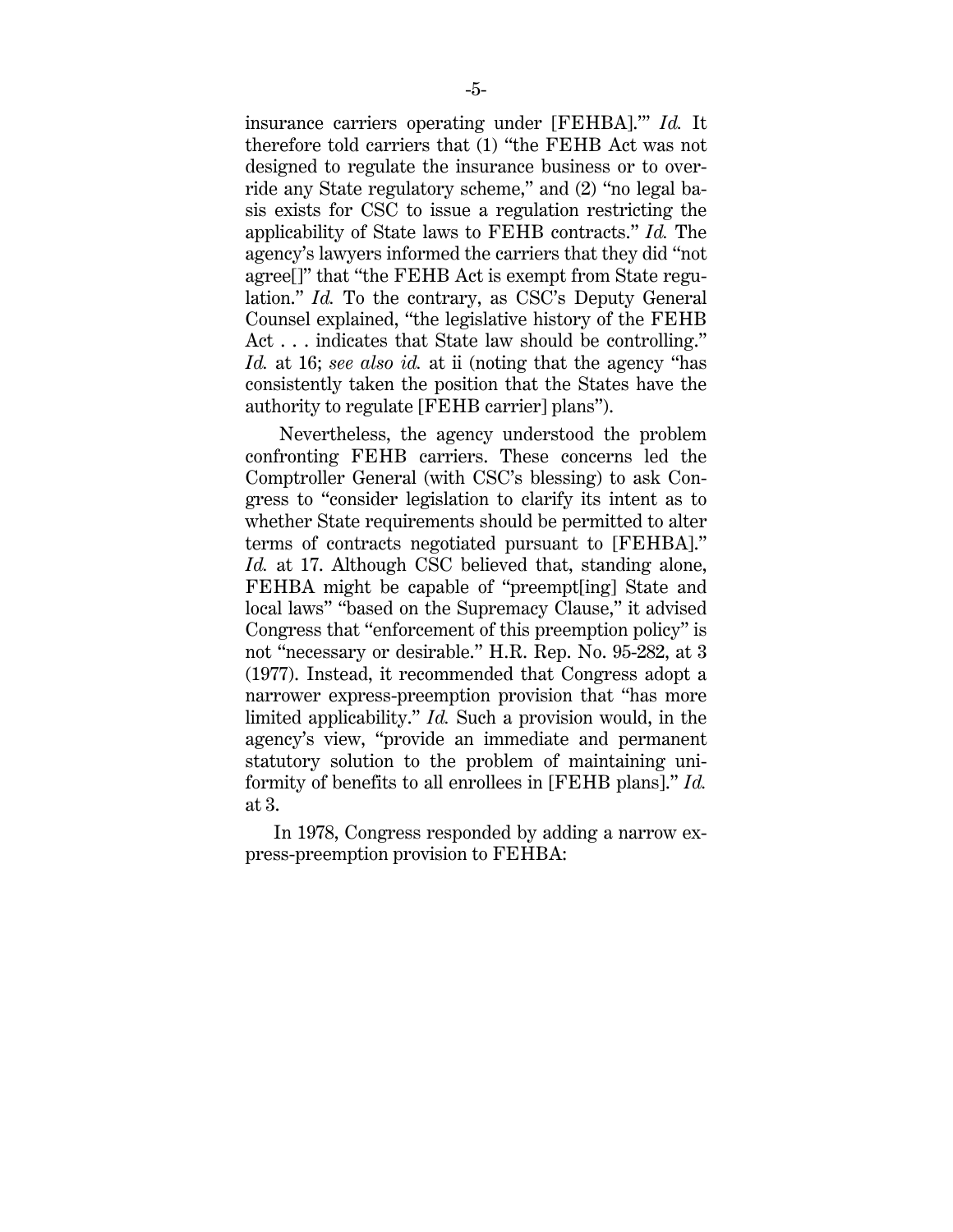insurance carriers operating under [FEHBA].'" *Id.* It therefore told carriers that (1) "the FEHB Act was not designed to regulate the insurance business or to override any State regulatory scheme," and (2) "no legal basis exists for CSC to issue a regulation restricting the applicability of State laws to FEHB contracts." *Id.* The agency's lawyers informed the carriers that they did "not agree[]" that "the FEHB Act is exempt from State regulation." *Id.* To the contrary, as CSC's Deputy General Counsel explained, "the legislative history of the FEHB Act . . . indicates that State law should be controlling." *Id.* at 16; *see also id.* at ii (noting that the agency "has consistently taken the position that the States have the authority to regulate [FEHB carrier] plans").

Nevertheless, the agency understood the problem confronting FEHB carriers. These concerns led the Comptroller General (with CSC's blessing) to ask Congress to "consider legislation to clarify its intent as to whether State requirements should be permitted to alter terms of contracts negotiated pursuant to [FEHBA]." *Id.* at 17. Although CSC believed that, standing alone, FEHBA might be capable of "preempt[ing] State and local laws" "based on the Supremacy Clause," it advised Congress that "enforcement of this preemption policy" is not "necessary or desirable." H.R. Rep. No. 95-282, at 3 (1977). Instead, it recommended that Congress adopt a narrower express-preemption provision that "has more limited applicability." *Id.* Such a provision would, in the agency's view, "provide an immediate and permanent statutory solution to the problem of maintaining uniformity of benefits to all enrollees in [FEHB plans]." *Id.* at 3.

In 1978, Congress responded by adding a narrow express-preemption provision to FEHBA: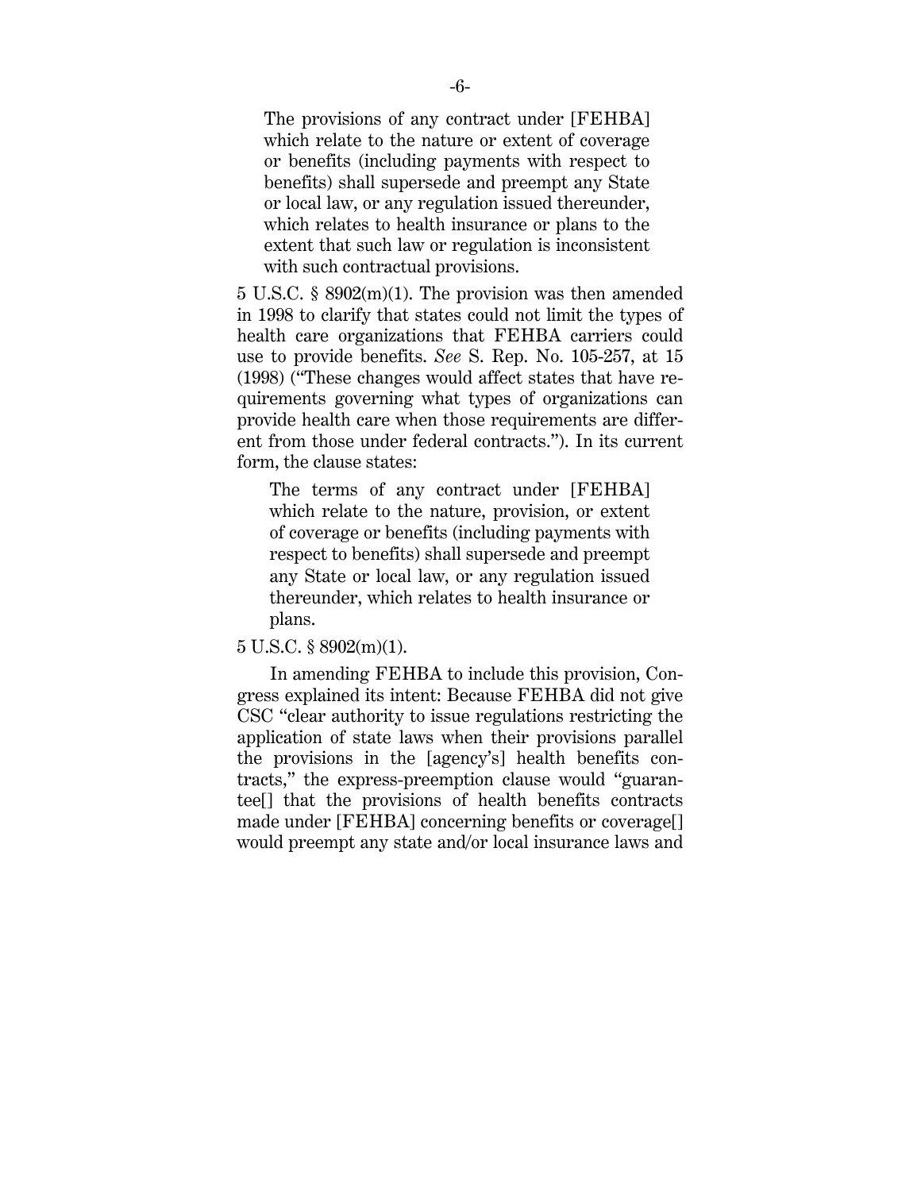> The provisions of any contract under [FEHBA] which relate to the nature or extent of coverage or benefits (including payments with respect to benefits) shall supersede and preempt any State or local law, or any regulation issued thereunder, which relates to health insurance or plans to the extent that such law or regulation is inconsistent with such contractual provisions.

5 U.S.C. § 8902(m)(1). The provision was then amended in 1998 to clarify that states could not limit the types of health care organizations that FEHBA carriers could use to provide benefits. *See* S. Rep. No. 105-257, at 15 (1998) ("These changes would affect states that have requirements governing what types of organizations can provide health care when those requirements are different from those under federal contracts."). In its current form, the clause states:

> The terms of any contract under [FEHBA] which relate to the nature, provision, or extent of coverage or benefits (including payments with respect to benefits) shall supersede and preempt any State or local law, or any regulation issued thereunder, which relates to health insurance or plans.

5 U.S.C. § 8902(m)(1).

In amending FEHBA to include this provision, Congress explained its intent: Because FEHBA did not give CSC "clear authority to issue regulations restricting the application of state laws when their provisions parallel the provisions in the [agency's] health benefits contracts," the express-preemption clause would "guarantee[] that the provisions of health benefits contracts made under [FEHBA] concerning benefits or coverage[] would preempt any state and/or local insurance laws and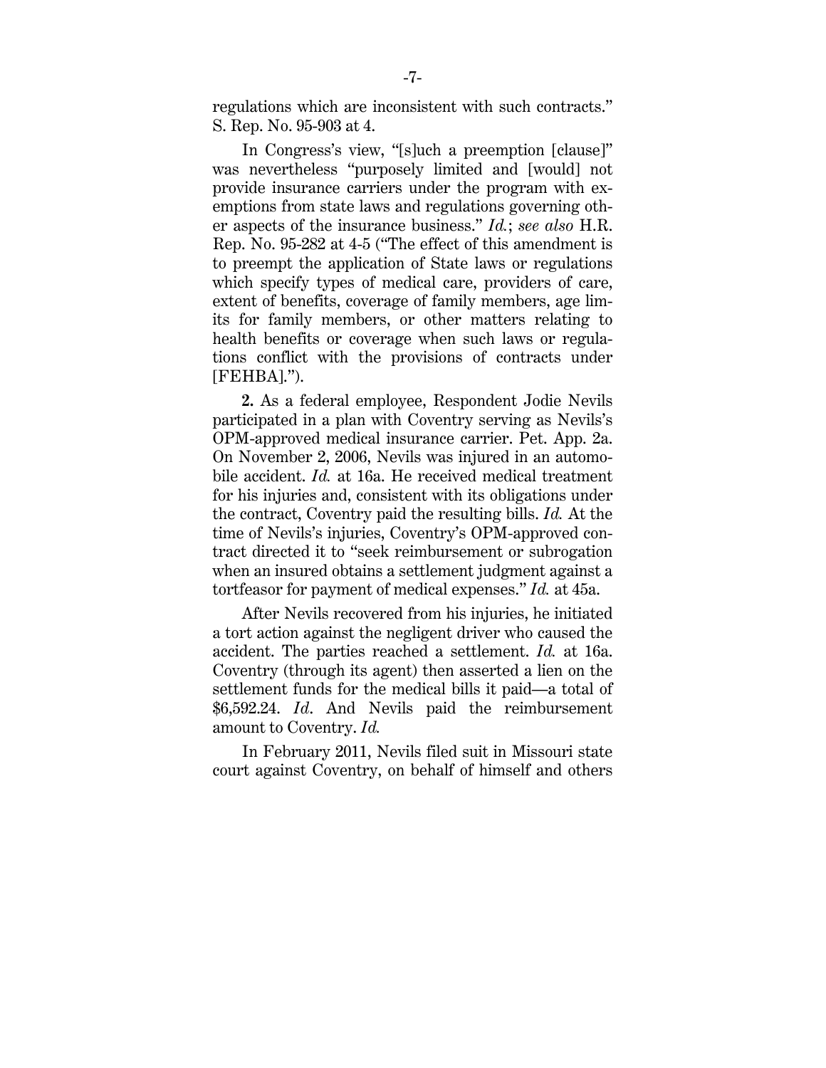regulations which are inconsistent with such contracts." S. Rep. No. 95-903 at 4.

In Congress's view, "[s]uch a preemption [clause]" was nevertheless "purposely limited and [would] not provide insurance carriers under the program with exemptions from state laws and regulations governing other aspects of the insurance business." *Id.*; *see also* H.R. Rep. No. 95-282 at 4-5 ("The effect of this amendment is to preempt the application of State laws or regulations which specify types of medical care, providers of care, extent of benefits, coverage of family members, age limits for family members, or other matters relating to health benefits or coverage when such laws or regulations conflict with the provisions of contracts under [FEHBA].").

**2.** As a federal employee, Respondent Jodie Nevils participated in a plan with Coventry serving as Nevils's OPM-approved medical insurance carrier. Pet. App. 2a. On November 2, 2006, Nevils was injured in an automobile accident. *Id.* at 16a. He received medical treatment for his injuries and, consistent with its obligations under the contract, Coventry paid the resulting bills. *Id.* At the time of Nevils's injuries, Coventry's OPM-approved contract directed it to "seek reimbursement or subrogation when an insured obtains a settlement judgment against a tortfeasor for payment of medical expenses." *Id.* at 45a.

After Nevils recovered from his injuries, he initiated a tort action against the negligent driver who caused the accident. The parties reached a settlement. *Id.* at 16a. Coventry (through its agent) then asserted a lien on the settlement funds for the medical bills it paid—a total of $6,592.24. *Id*. And Nevils paid the reimbursement amount to Coventry. *Id.*

In February 2011, Nevils filed suit in Missouri state court against Coventry, on behalf of himself and others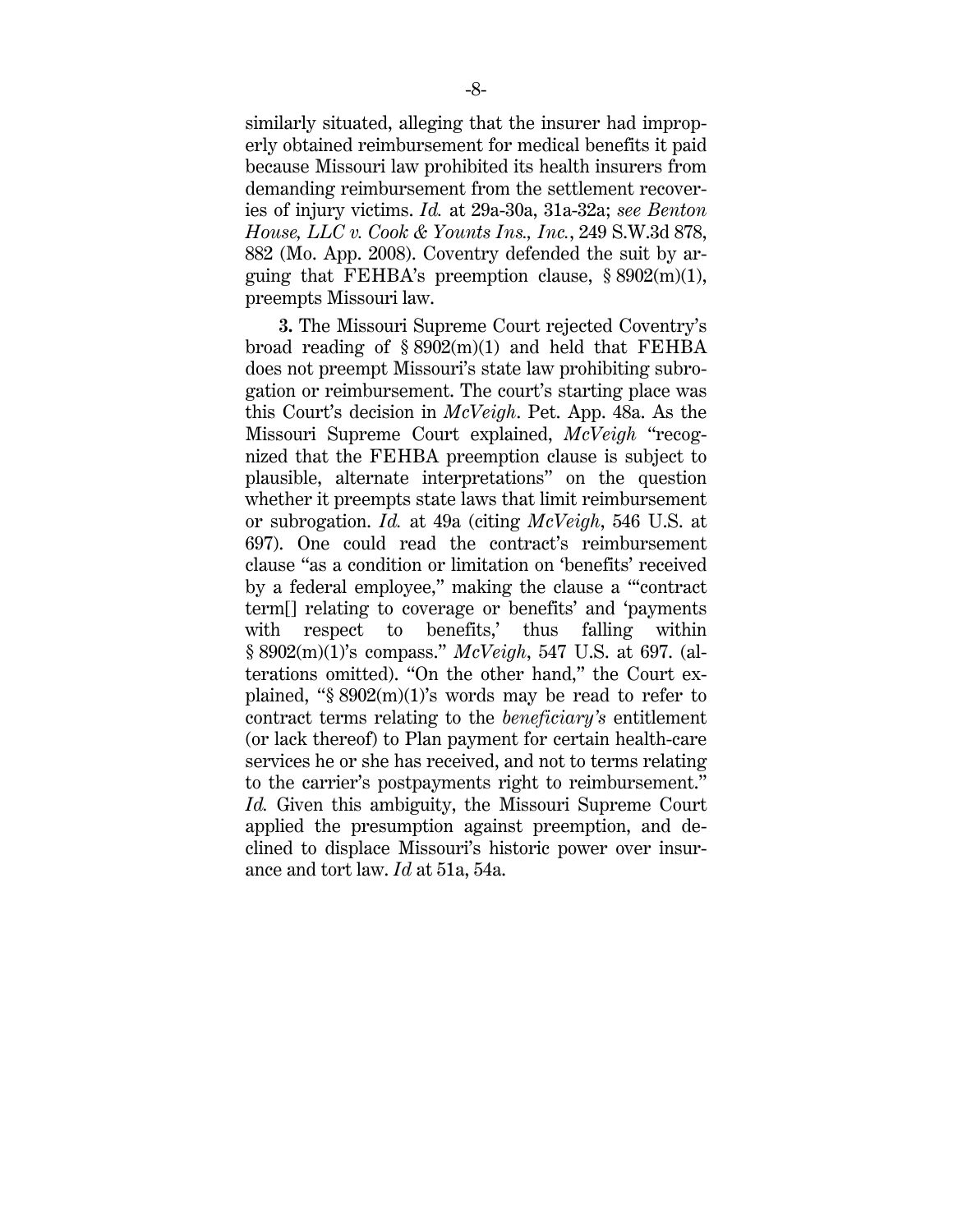similarly situated, alleging that the insurer had improperly obtained reimbursement for medical benefits it paid because Missouri law prohibited its health insurers from demanding reimbursement from the settlement recoveries of injury victims. *Id.* at 29a-30a, 31a-32a; *see Benton House, LLC v. Cook & Younts Ins., Inc.*, 249 S.W.3d 878, 882 (Mo. App. 2008). Coventry defended the suit by arguing that FEHBA's preemption clause, § 8902(m)(1), preempts Missouri law.

**3.** The Missouri Supreme Court rejected Coventry's broad reading of § 8902(m)(1) and held that FEHBA does not preempt Missouri's state law prohibiting subrogation or reimbursement. The court's starting place was this Court's decision in *McVeigh*. Pet. App. 48a. As the Missouri Supreme Court explained, *McVeigh* "recognized that the FEHBA preemption clause is subject to plausible, alternate interpretations" on the question whether it preempts state laws that limit reimbursement or subrogation. *Id.* at 49a (citing *McVeigh*, 546 U.S. at 697). One could read the contract's reimbursement clause "as a condition or limitation on 'benefits' received by a federal employee," making the clause a "'contract term[] relating to coverage or benefits' and 'payments with respect to benefits,' thus falling within § 8902(m)(1)'s compass." *McVeigh*, 547 U.S. at 697. (alterations omitted). "On the other hand," the Court explained, "§ 8902(m)(1)'s words may be read to refer to contract terms relating to the *beneficiary's* entitlement (or lack thereof) to Plan payment for certain health-care services he or she has received, and not to terms relating to the carrier's postpayments right to reimbursement." *Id.* Given this ambiguity, the Missouri Supreme Court applied the presumption against preemption, and declined to displace Missouri's historic power over insurance and tort law. *Id* at 51a, 54a.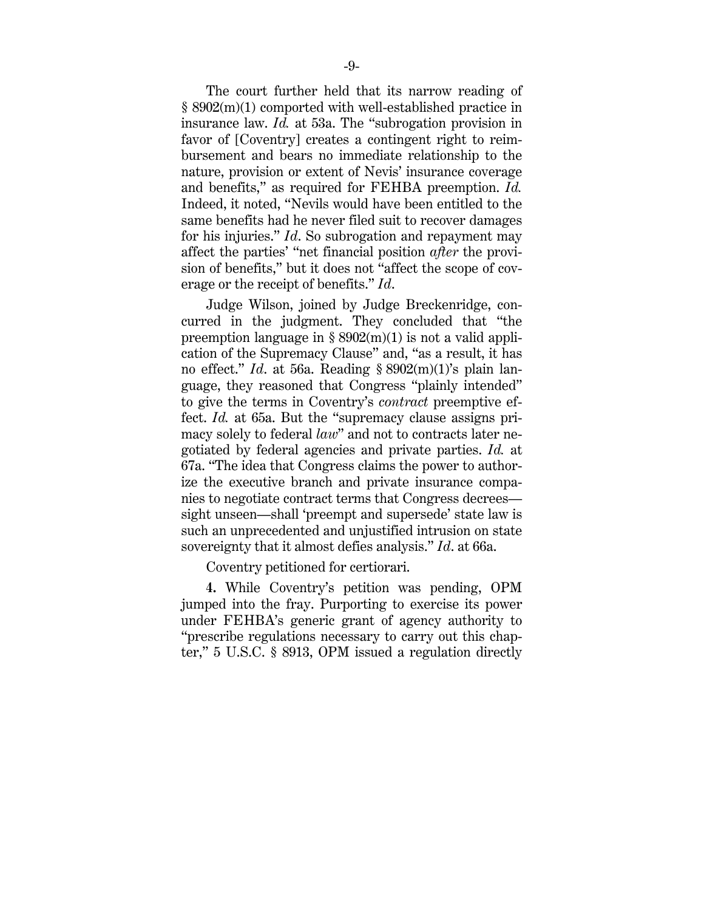The court further held that its narrow reading of § 8902(m)(1) comported with well-established practice in insurance law. *Id.* at 53a. The "subrogation provision in favor of [Coventry] creates a contingent right to reimbursement and bears no immediate relationship to the nature, provision or extent of Nevis' insurance coverage and benefits," as required for FEHBA preemption. *Id.* Indeed, it noted, "Nevils would have been entitled to the same benefits had he never filed suit to recover damages for his injuries." *Id*. So subrogation and repayment may affect the parties' "net financial position *after* the provision of benefits," but it does not "affect the scope of coverage or the receipt of benefits." *Id*.

Judge Wilson, joined by Judge Breckenridge, concurred in the judgment. They concluded that "the preemption language in § 8902(m)(1) is not a valid application of the Supremacy Clause" and, "as a result, it has no effect." *Id*. at 56a. Reading § 8902(m)(1)'s plain language, they reasoned that Congress "plainly intended" to give the terms in Coventry's *contract* preemptive effect. *Id.* at 65a. But the "supremacy clause assigns primacy solely to federal *law*" and not to contracts later negotiated by federal agencies and private parties. *Id.* at 67a. "The idea that Congress claims the power to authorize the executive branch and private insurance companies to negotiate contract terms that Congress decrees—sight unseen—shall 'preempt and supersede' state law is such an unprecedented and unjustified intrusion on state sovereignty that it almost defies analysis." *Id*. at 66a.

Coventry petitioned for certiorari.

**4.** While Coventry's petition was pending, OPM jumped into the fray. Purporting to exercise its power under FEHBA's generic grant of agency authority to "prescribe regulations necessary to carry out this chapter," 5 U.S.C. § 8913, OPM issued a regulation directly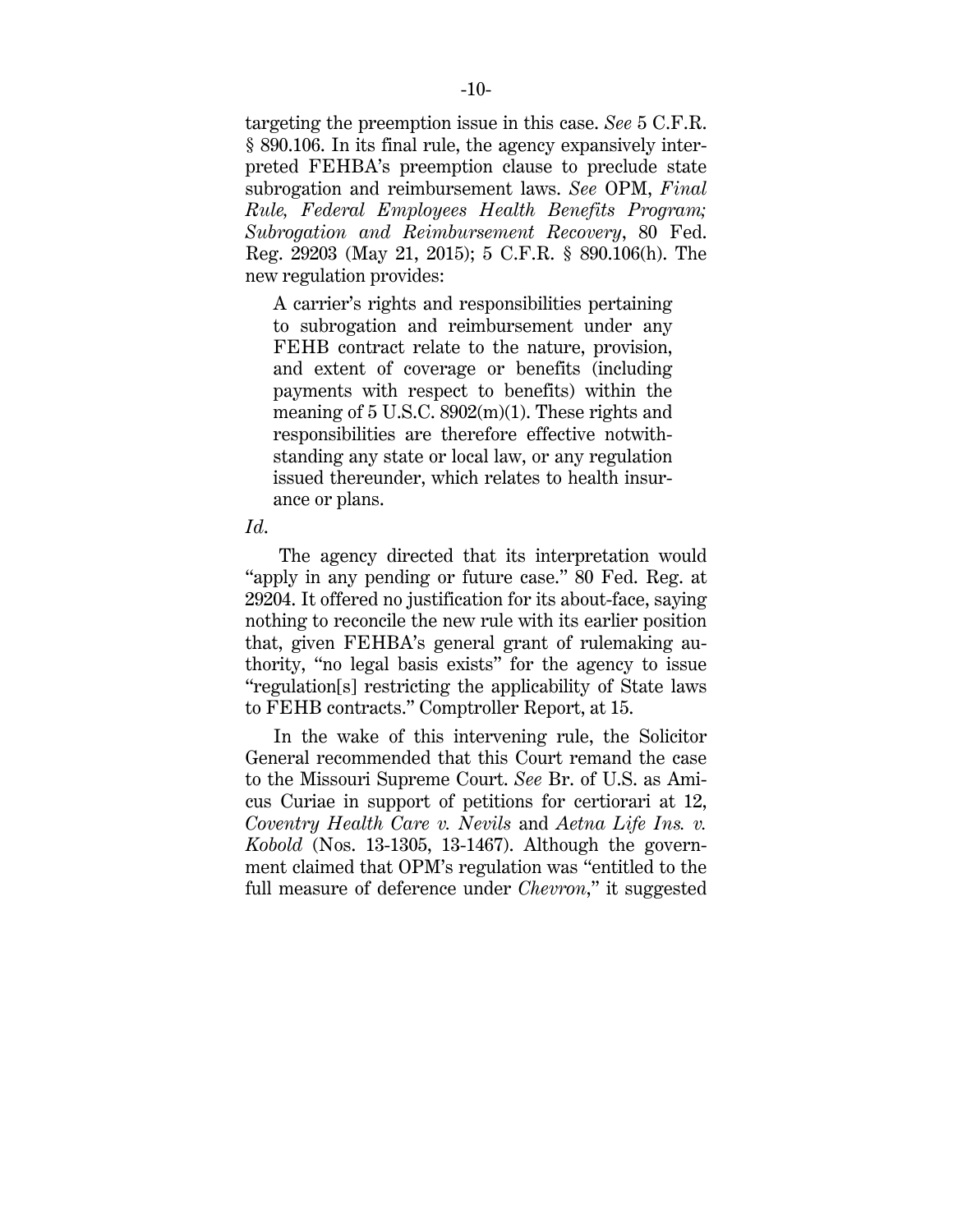targeting the preemption issue in this case. *See* 5 C.F.R. § 890.106. In its final rule, the agency expansively interpreted FEHBA's preemption clause to preclude state subrogation and reimbursement laws. *See* OPM, *Final Rule, Federal Employees Health Benefits Program; Subrogation and Reimbursement Recovery*, 80 Fed. Reg. 29203 (May 21, 2015); 5 C.F.R. § 890.106(h). The new regulation provides:

> A carrier's rights and responsibilities pertaining to subrogation and reimbursement under any FEHB contract relate to the nature, provision, and extent of coverage or benefits (including payments with respect to benefits) within the meaning of 5 U.S.C. 8902(m)(1). These rights and responsibilities are therefore effective notwithstanding any state or local law, or any regulation issued thereunder, which relates to health insurance or plans.

*Id.*

The agency directed that its interpretation would "apply in any pending or future case." 80 Fed. Reg. at 29204. It offered no justification for its about-face, saying nothing to reconcile the new rule with its earlier position that, given FEHBA's general grant of rulemaking authority, "no legal basis exists" for the agency to issue "regulation[s] restricting the applicability of State laws to FEHB contracts." Comptroller Report, at 15.

In the wake of this intervening rule, the Solicitor General recommended that this Court remand the case to the Missouri Supreme Court. *See* Br. of U.S. as Amicus Curiae in support of petitions for certiorari at 12, *Coventry Health Care v. Nevils* and *Aetna Life Ins. v. Kobold* (Nos. 13-1305, 13-1467). Although the government claimed that OPM's regulation was "entitled to the full measure of deference under *Chevron*," it suggested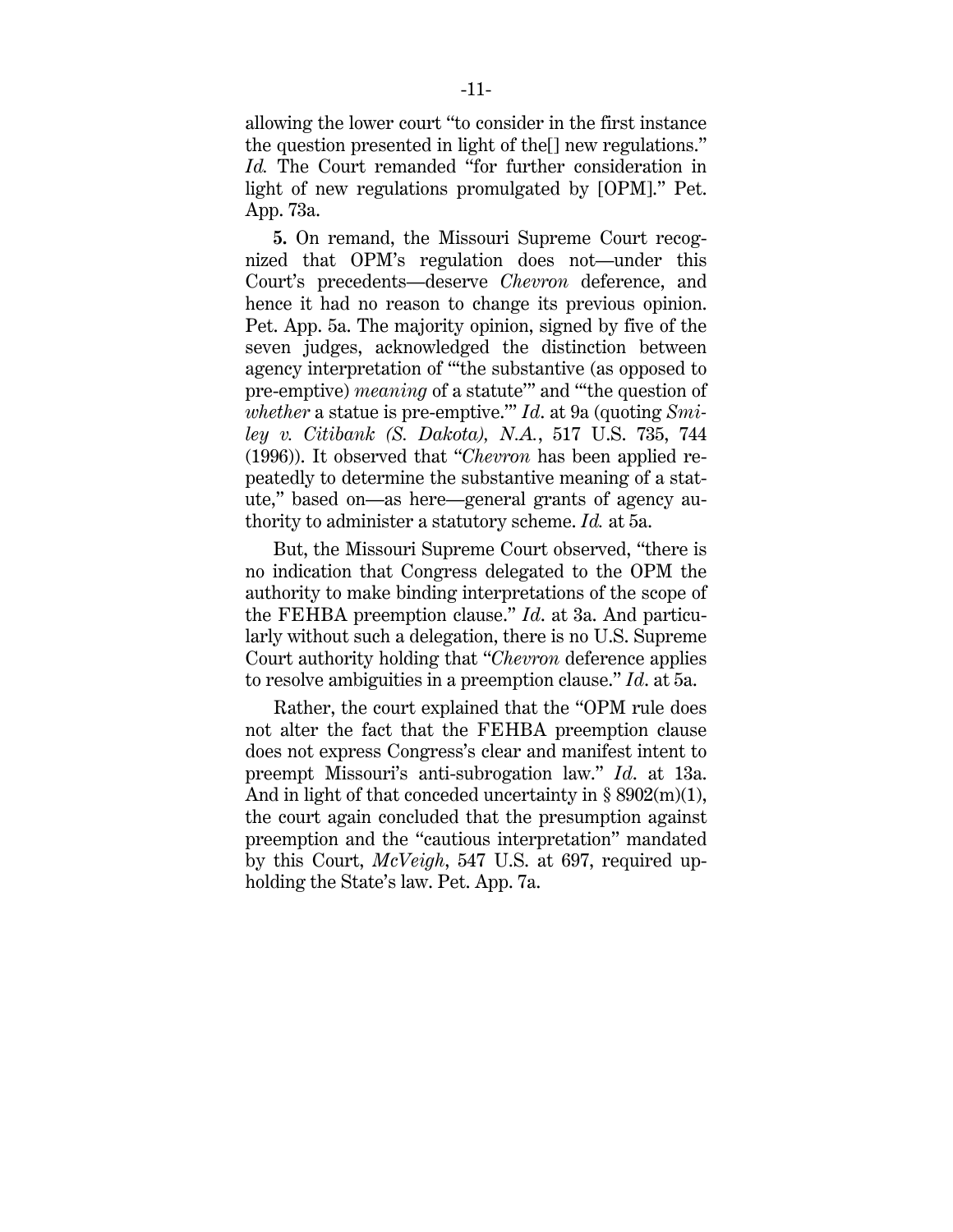allowing the lower court "to consider in the first instance the question presented in light of the[] new regulations." *Id.* The Court remanded "for further consideration in light of new regulations promulgated by [OPM]." Pet. App. 73a.

**5.** On remand, the Missouri Supreme Court recognized that OPM's regulation does not—under this Court's precedents—deserve *Chevron* deference, and hence it had no reason to change its previous opinion. Pet. App. 5a. The majority opinion, signed by five of the seven judges, acknowledged the distinction between agency interpretation of "'the substantive (as opposed to pre-emptive) *meaning* of a statute'" and "'the question of *whether* a statue is pre-emptive.'" *Id*. at 9a (quoting *Smiley v. Citibank (S. Dakota), N.A.*, 517 U.S. 735, 744 (1996)). It observed that "*Chevron* has been applied repeatedly to determine the substantive meaning of a statute," based on—as here—general grants of agency authority to administer a statutory scheme. *Id.* at 5a.

But, the Missouri Supreme Court observed, "there is no indication that Congress delegated to the OPM the authority to make binding interpretations of the scope of the FEHBA preemption clause." *Id*. at 3a. And particularly without such a delegation, there is no U.S. Supreme Court authority holding that "*Chevron* deference applies to resolve ambiguities in a preemption clause." *Id*. at 5a.

Rather, the court explained that the "OPM rule does not alter the fact that the FEHBA preemption clause does not express Congress's clear and manifest intent to preempt Missouri's anti-subrogation law." *Id*. at 13a. And in light of that conceded uncertainty in § 8902(m)(1), the court again concluded that the presumption against preemption and the "cautious interpretation" mandated by this Court, *McVeigh*, 547 U.S. at 697, required upholding the State's law. Pet. App. 7a.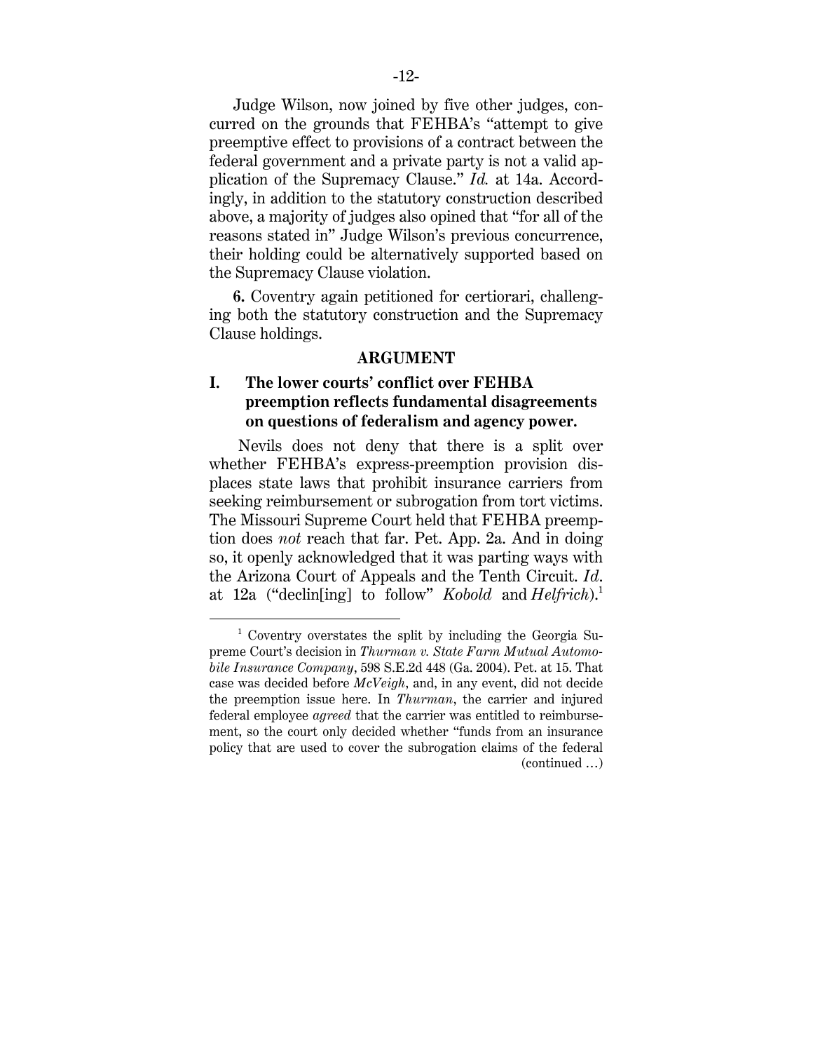Judge Wilson, now joined by five other judges, concurred on the grounds that FEHBA's "attempt to give preemptive effect to provisions of a contract between the federal government and a private party is not a valid application of the Supremacy Clause." *Id.* at 14a. Accordingly, in addition to the statutory construction described above, a majority of judges also opined that "for all of the reasons stated in" Judge Wilson's previous concurrence, their holding could be alternatively supported based on the Supremacy Clause violation.

**6.** Coventry again petitioned for certiorari, challenging both the statutory construction and the Supremacy Clause holdings.

## ARGUMENT

### I. The lower courts' conflict over FEHBA preemption reflects fundamental disagreements on questions of federalism and agency power.

Nevils does not deny that there is a split over whether FEHBA's express-preemption provision displaces state laws that prohibit insurance carriers from seeking reimbursement or subrogation from tort victims. The Missouri Supreme Court held that FEHBA preemption does *not* reach that far. Pet. App. 2a. And in doing so, it openly acknowledged that it was parting ways with the Arizona Court of Appeals and the Tenth Circuit. *Id.* at 12a ("declin[ing] to follow" *Kobold* and *Helfrich*).[1]

---

[1] Coventry overstates the split by including the Georgia Supreme Court's decision in *Thurman v. State Farm Mutual Automobile Insurance Company*, 598 S.E.2d 448 (Ga. 2004). Pet. at 15. That case was decided before *McVeigh*, and, in any event, did not decide the preemption issue here. In *Thurman*, the carrier and injured federal employee *agreed* that the carrier was entitled to reimbursement, so the court only decided whether "funds from an insurance policy that are used to cover the subrogation claims of the federal (continued …)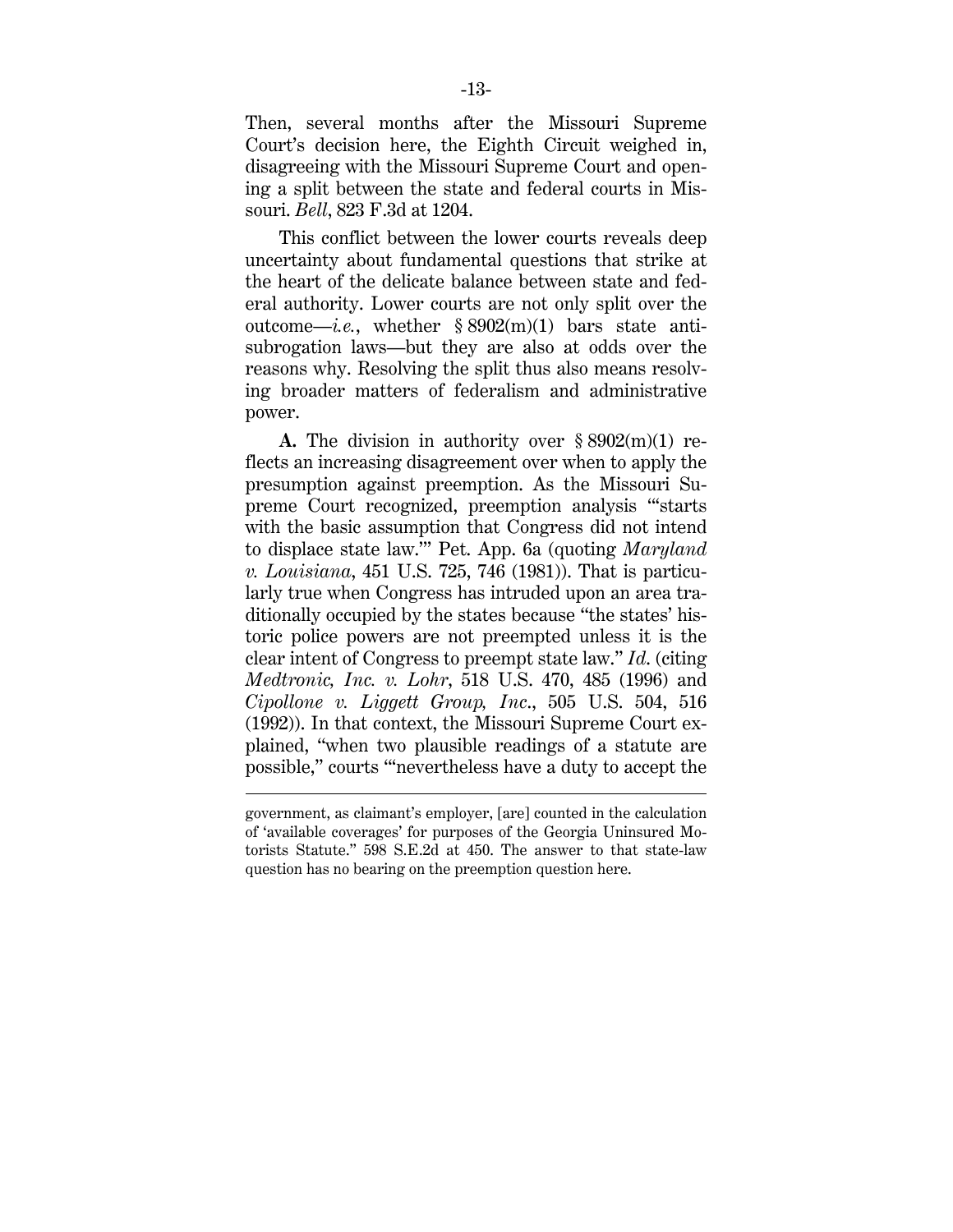Then, several months after the Missouri Supreme Court's decision here, the Eighth Circuit weighed in, disagreeing with the Missouri Supreme Court and opening a split between the state and federal courts in Missouri. *Bell*, 823 F.3d at 1204.

This conflict between the lower courts reveals deep uncertainty about fundamental questions that strike at the heart of the delicate balance between state and federal authority. Lower courts are not only split over the outcome—*i.e.*, whether § 8902(m)(1) bars state anti-subrogation laws—but they are also at odds over the reasons why. Resolving the split thus also means resolving broader matters of federalism and administrative power.

**A.** The division in authority over § 8902(m)(1) reflects an increasing disagreement over when to apply the presumption against preemption. As the Missouri Supreme Court recognized, preemption analysis "'starts with the basic assumption that Congress did not intend to displace state law.'" Pet. App. 6a (quoting *Maryland v. Louisiana*, 451 U.S. 725, 746 (1981)). That is particularly true when Congress has intruded upon an area traditionally occupied by the states because "the states' historic police powers are not preempted unless it is the clear intent of Congress to preempt state law." *Id.* (citing *Medtronic, Inc. v. Lohr*, 518 U.S. 470, 485 (1996) and *Cipollone v. Liggett Group, Inc.*, 505 U.S. 504, 516 (1992)). In that context, the Missouri Supreme Court explained, "when two plausible readings of a statute are possible," courts "'nevertheless have a duty to accept the

---

government, as claimant's employer, [are] counted in the calculation of 'available coverages' for purposes of the Georgia Uninsured Motorists Statute." 598 S.E.2d at 450. The answer to that state-law question has no bearing on the preemption question here.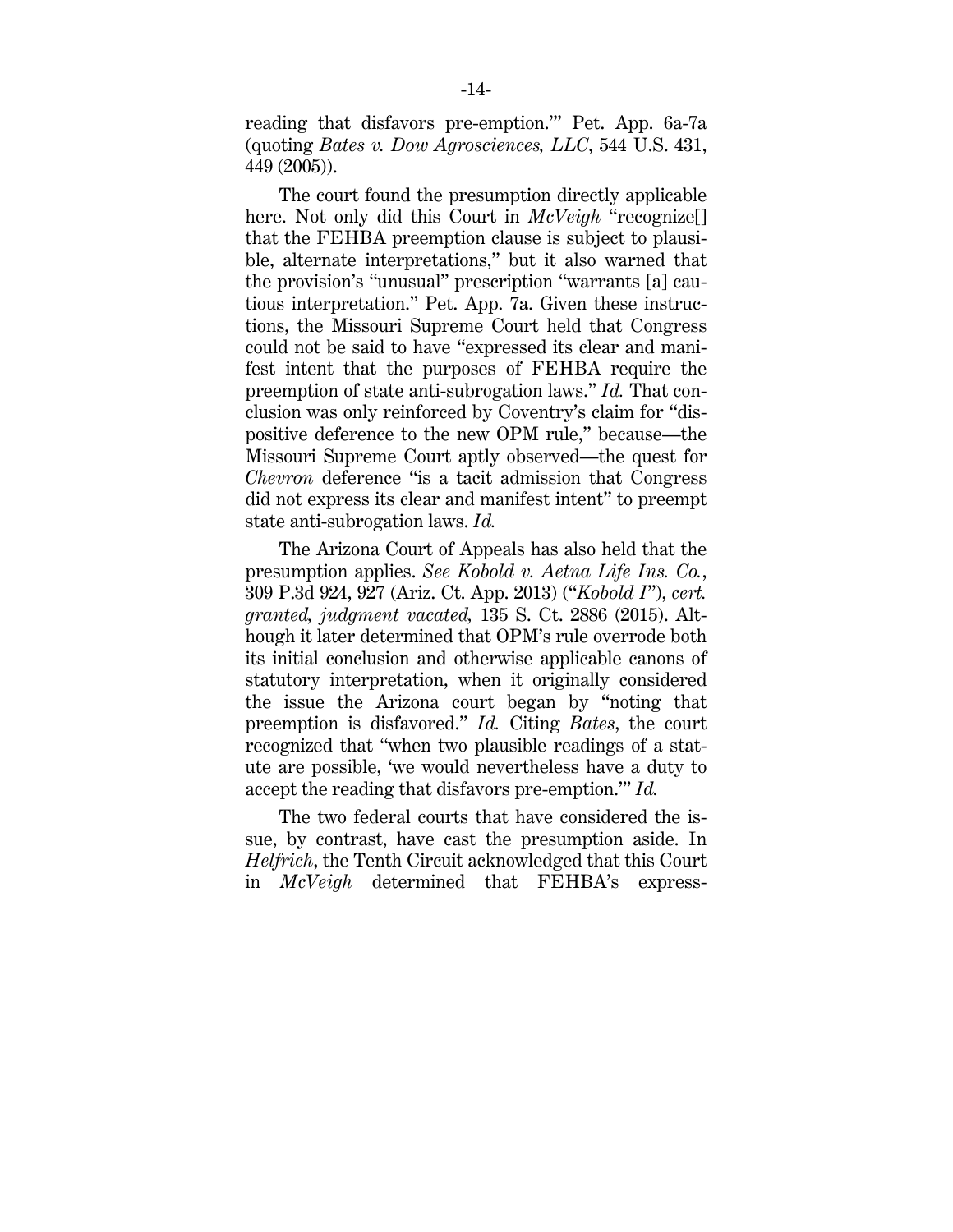reading that disfavors pre-emption.'" Pet. App. 6a-7a (quoting *Bates v. Dow Agrosciences, LLC*, 544 U.S. 431, 449 (2005)).

The court found the presumption directly applicable here. Not only did this Court in *McVeigh* "recognize[] that the FEHBA preemption clause is subject to plausible, alternate interpretations," but it also warned that the provision's "unusual" prescription "warrants [a] cautious interpretation." Pet. App. 7a. Given these instructions, the Missouri Supreme Court held that Congress could not be said to have "expressed its clear and manifest intent that the purposes of FEHBA require the preemption of state anti-subrogation laws." *Id.* That conclusion was only reinforced by Coventry's claim for "dispositive deference to the new OPM rule," because—the Missouri Supreme Court aptly observed—the quest for *Chevron* deference "is a tacit admission that Congress did not express its clear and manifest intent" to preempt state anti-subrogation laws. *Id.*

The Arizona Court of Appeals has also held that the presumption applies. *See Kobold v. Aetna Life Ins. Co.*, 309 P.3d 924, 927 (Ariz. Ct. App. 2013) ("*Kobold I*"), *cert. granted, judgment vacated*, 135 S. Ct. 2886 (2015). Although it later determined that OPM's rule overrode both its initial conclusion and otherwise applicable canons of statutory interpretation, when it originally considered the issue the Arizona court began by "noting that preemption is disfavored." *Id.* Citing *Bates*, the court recognized that "when two plausible readings of a statute are possible, 'we would nevertheless have a duty to accept the reading that disfavors pre-emption.'" *Id.*

The two federal courts that have considered the issue, by contrast, have cast the presumption aside. In *Helfrich*, the Tenth Circuit acknowledged that this Court in *McVeigh* determined that FEHBA's express-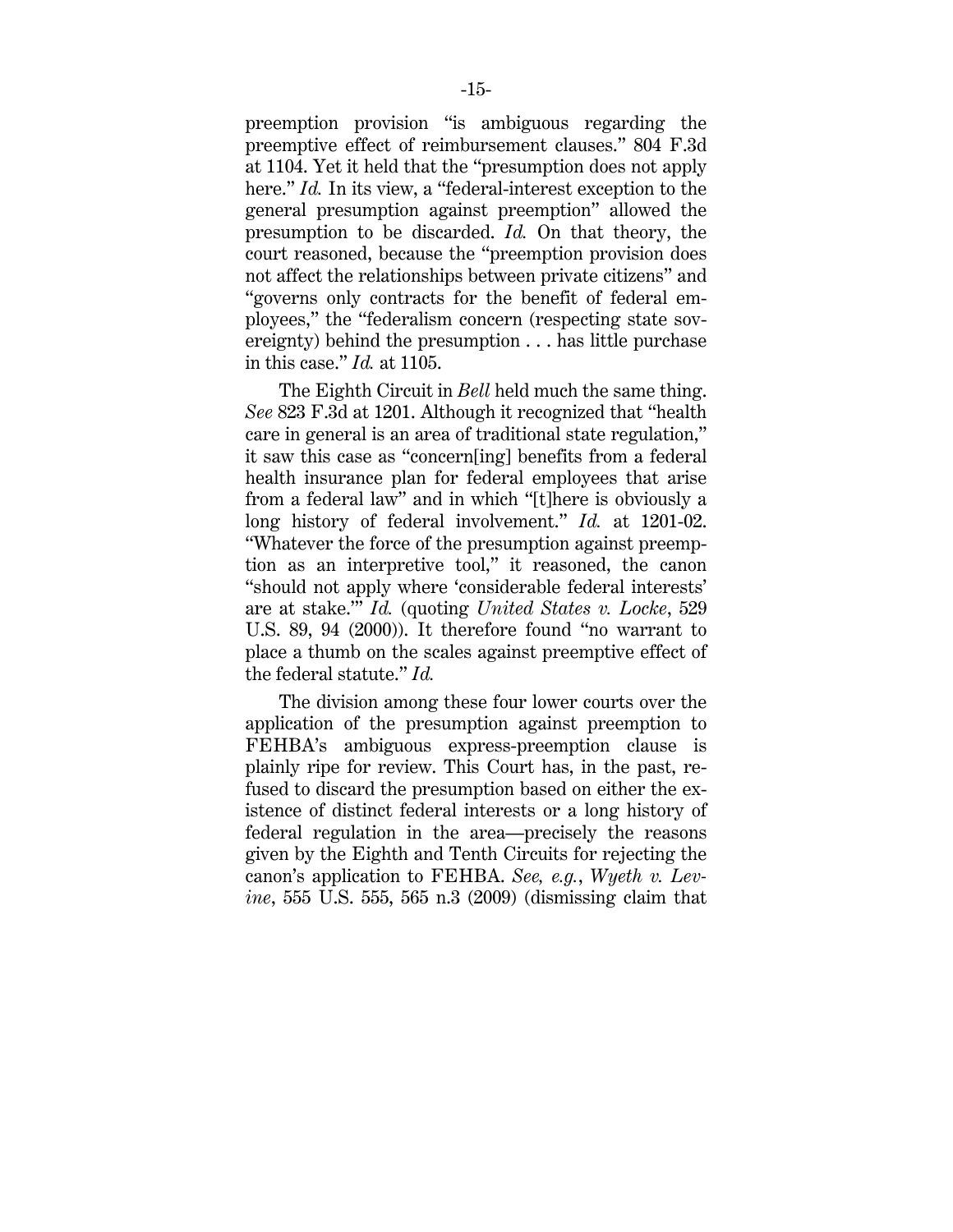preemption provision "is ambiguous regarding the preemptive effect of reimbursement clauses." 804 F.3d at 1104. Yet it held that the "presumption does not apply here." *Id.* In its view, a "federal-interest exception to the general presumption against preemption" allowed the presumption to be discarded. *Id.* On that theory, the court reasoned, because the "preemption provision does not affect the relationships between private citizens" and "governs only contracts for the benefit of federal employees," the "federalism concern (respecting state sovereignty) behind the presumption . . . has little purchase in this case." *Id.* at 1105.

The Eighth Circuit in *Bell* held much the same thing. *See* 823 F.3d at 1201. Although it recognized that "health care in general is an area of traditional state regulation," it saw this case as "concern[ing] benefits from a federal health insurance plan for federal employees that arise from a federal law" and in which "[t]here is obviously a long history of federal involvement." *Id.* at 1201-02. "Whatever the force of the presumption against preemption as an interpretive tool," it reasoned, the canon "should not apply where 'considerable federal interests' are at stake.'" *Id.* (quoting *United States v. Locke*, 529 U.S. 89, 94 (2000)). It therefore found "no warrant to place a thumb on the scales against preemptive effect of the federal statute." *Id.*

The division among these four lower courts over the application of the presumption against preemption to FEHBA's ambiguous express-preemption clause is plainly ripe for review. This Court has, in the past, refused to discard the presumption based on either the existence of distinct federal interests or a long history of federal regulation in the area—precisely the reasons given by the Eighth and Tenth Circuits for rejecting the canon's application to FEHBA. *See, e.g.*, *Wyeth v. Levine*, 555 U.S. 555, 565 n.3 (2009) (dismissing claim that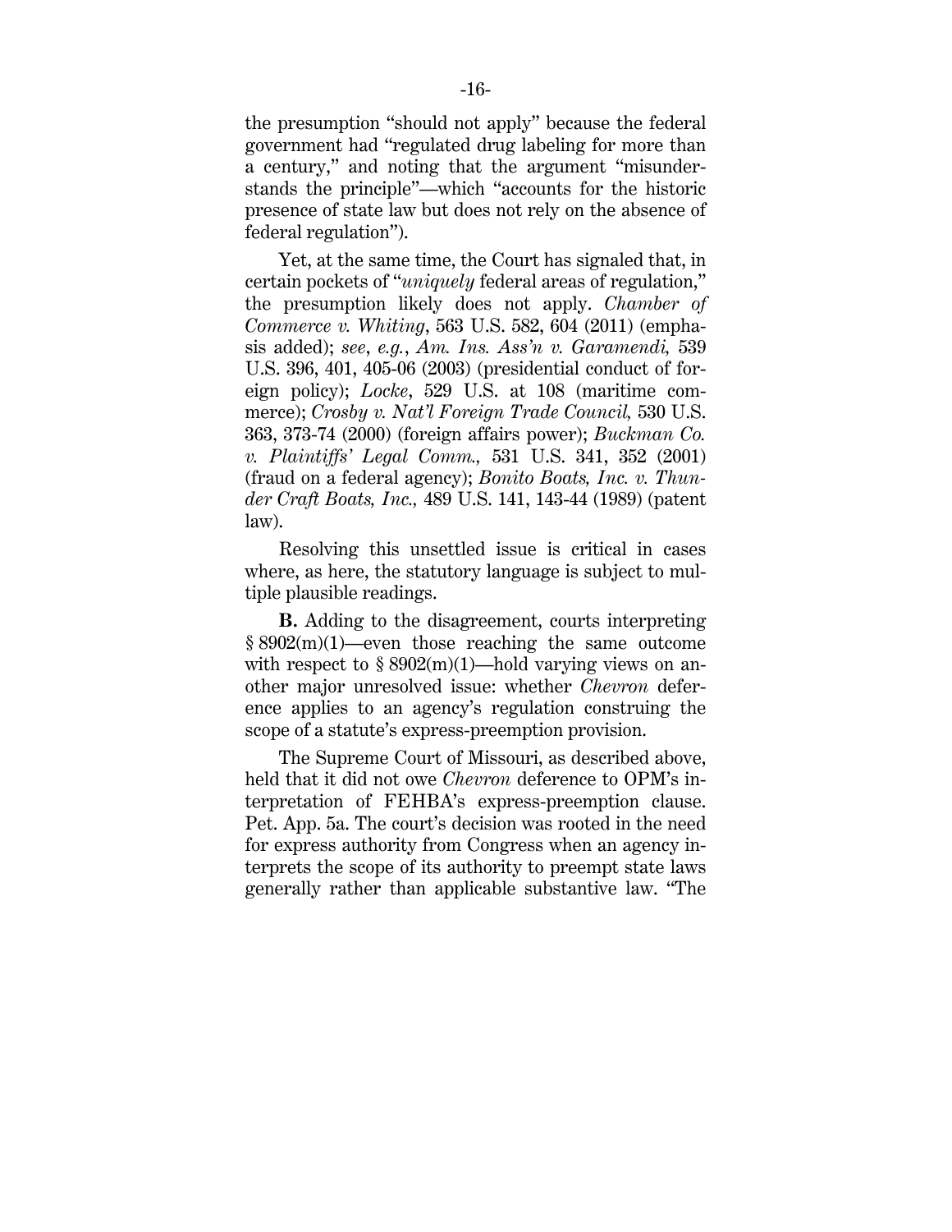the presumption "should not apply" because the federal government had "regulated drug labeling for more than a century," and noting that the argument "misunderstands the principle"—which "accounts for the historic presence of state law but does not rely on the absence of federal regulation").

Yet, at the same time, the Court has signaled that, in certain pockets of "*uniquely* federal areas of regulation," the presumption likely does not apply. *Chamber of Commerce v. Whiting*, 563 U.S. 582, 604 (2011) (emphasis added); *see*, *e.g.*, *Am. Ins. Ass'n v. Garamendi,* 539 U.S. 396, 401, 405-06 (2003) (presidential conduct of foreign policy); *Locke*, 529 U.S. at 108 (maritime commerce); *Crosby v. Nat'l Foreign Trade Council,* 530 U.S. 363, 373-74 (2000) (foreign affairs power); *Buckman Co. v. Plaintiffs' Legal Comm.,* 531 U.S. 341, 352 (2001) (fraud on a federal agency); *Bonito Boats, Inc. v. Thunder Craft Boats, Inc.,* 489 U.S. 141, 143-44 (1989) (patent law).

Resolving this unsettled issue is critical in cases where, as here, the statutory language is subject to multiple plausible readings.

**B.** Adding to the disagreement, courts interpreting § 8902(m)(1)—even those reaching the same outcome with respect to § 8902(m)(1)—hold varying views on another major unresolved issue: whether *Chevron* deference applies to an agency's regulation construing the scope of a statute's express-preemption provision.

The Supreme Court of Missouri, as described above, held that it did not owe *Chevron* deference to OPM's interpretation of FEHBA's express-preemption clause. Pet. App. 5a. The court's decision was rooted in the need for express authority from Congress when an agency interprets the scope of its authority to preempt state laws generally rather than applicable substantive law. "The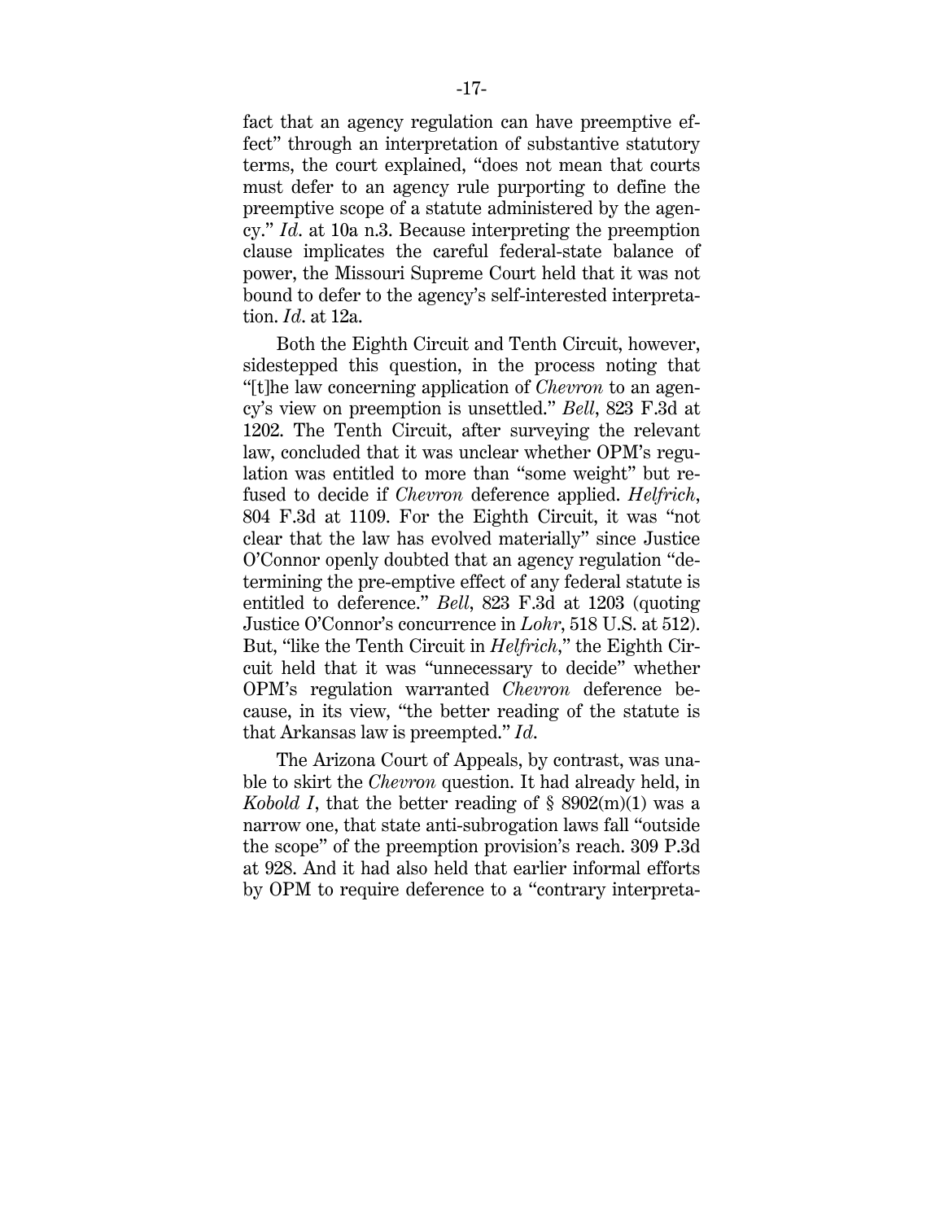fact that an agency regulation can have preemptive effect" through an interpretation of substantive statutory terms, the court explained, "does not mean that courts must defer to an agency rule purporting to define the preemptive scope of a statute administered by the agency." *Id*. at 10a n.3. Because interpreting the preemption clause implicates the careful federal-state balance of power, the Missouri Supreme Court held that it was not bound to defer to the agency's self-interested interpretation. *Id*. at 12a.

Both the Eighth Circuit and Tenth Circuit, however, sidestepped this question, in the process noting that "[t]he law concerning application of *Chevron* to an agency's view on preemption is unsettled." *Bell*, 823 F.3d at 1202. The Tenth Circuit, after surveying the relevant law, concluded that it was unclear whether OPM's regulation was entitled to more than "some weight" but refused to decide if *Chevron* deference applied. *Helfrich*, 804 F.3d at 1109. For the Eighth Circuit, it was "not clear that the law has evolved materially" since Justice O'Connor openly doubted that an agency regulation "determining the pre-emptive effect of any federal statute is entitled to deference." *Bell*, 823 F.3d at 1203 (quoting Justice O'Connor's concurrence in *Lohr*, 518 U.S. at 512). But, "like the Tenth Circuit in *Helfrich*," the Eighth Circuit held that it was "unnecessary to decide" whether OPM's regulation warranted *Chevron* deference because, in its view, "the better reading of the statute is that Arkansas law is preempted." *Id*.

The Arizona Court of Appeals, by contrast, was unable to skirt the *Chevron* question. It had already held, in *Kobold I*, that the better reading of § 8902(m)(1) was a narrow one, that state anti-subrogation laws fall "outside the scope" of the preemption provision's reach. 309 P.3d at 928. And it had also held that earlier informal efforts by OPM to require deference to a "contrary interpreta-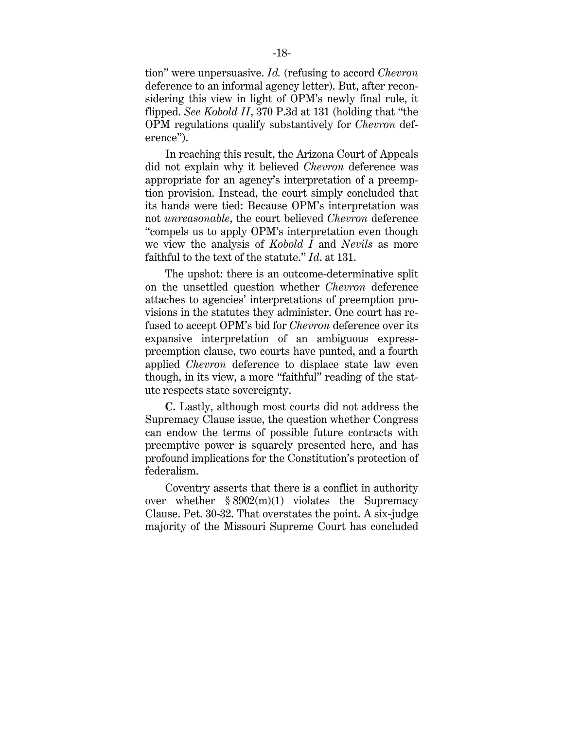tion" were unpersuasive. *Id.* (refusing to accord *Chevron* deference to an informal agency letter). But, after reconsidering this view in light of OPM's newly final rule, it flipped. *See Kobold II*, 370 P.3d at 131 (holding that "the OPM regulations qualify substantively for *Chevron* deference").

In reaching this result, the Arizona Court of Appeals did not explain why it believed *Chevron* deference was appropriate for an agency's interpretation of a preemption provision. Instead, the court simply concluded that its hands were tied: Because OPM's interpretation was not *unreasonable*, the court believed *Chevron* deference "compels us to apply OPM's interpretation even though we view the analysis of *Kobold I* and *Nevils* as more faithful to the text of the statute." *Id*. at 131.

The upshot: there is an outcome-determinative split on the unsettled question whether *Chevron* deference attaches to agencies' interpretations of preemption provisions in the statutes they administer. One court has refused to accept OPM's bid for *Chevron* deference over its expansive interpretation of an ambiguous express-preemption clause, two courts have punted, and a fourth applied *Chevron* deference to displace state law even though, in its view, a more "faithful" reading of the statute respects state sovereignty.

**C.** Lastly, although most courts did not address the Supremacy Clause issue, the question whether Congress can endow the terms of possible future contracts with preemptive power is squarely presented here, and has profound implications for the Constitution's protection of federalism.

Coventry asserts that there is a conflict in authority over whether § 8902(m)(1) violates the Supremacy Clause. Pet. 30-32. That overstates the point. A six-judge majority of the Missouri Supreme Court has concluded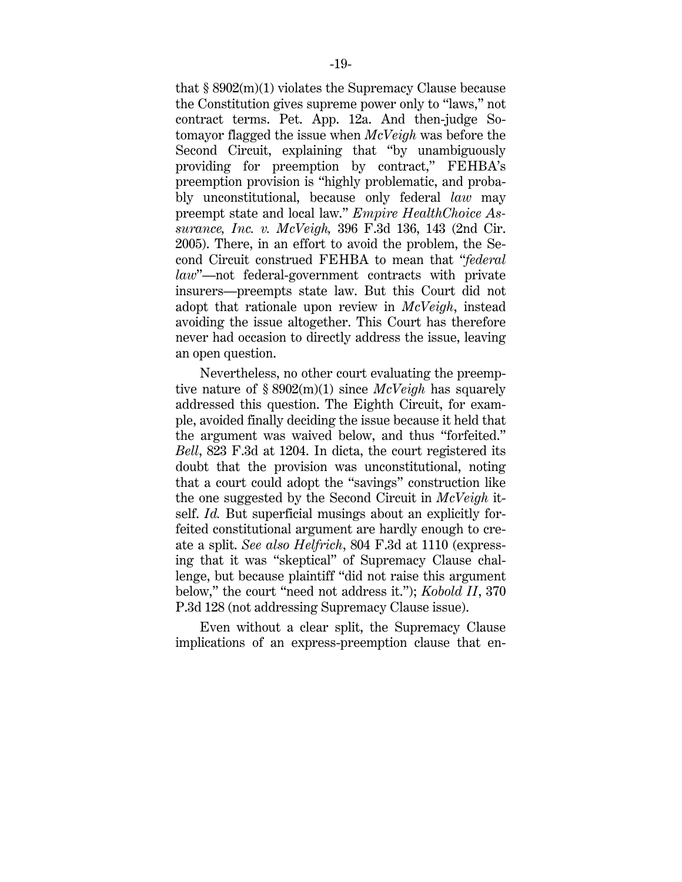that § 8902(m)(1) violates the Supremacy Clause because the Constitution gives supreme power only to "laws," not contract terms. Pet. App. 12a. And then-judge Sotomayor flagged the issue when *McVeigh* was before the Second Circuit, explaining that "by unambiguously providing for preemption by contract," FEHBA's preemption provision is "highly problematic, and probably unconstitutional, because only federal *law* may preempt state and local law." *Empire HealthChoice Assurance, Inc. v. McVeigh,* 396 F.3d 136, 143 (2nd Cir. 2005). There, in an effort to avoid the problem, the Second Circuit construed FEHBA to mean that "*federal law*"—not federal-government contracts with private insurers—preempts state law. But this Court did not adopt that rationale upon review in *McVeigh*, instead avoiding the issue altogether. This Court has therefore never had occasion to directly address the issue, leaving an open question.

Nevertheless, no other court evaluating the preemptive nature of § 8902(m)(1) since *McVeigh* has squarely addressed this question. The Eighth Circuit, for example, avoided finally deciding the issue because it held that the argument was waived below, and thus "forfeited." *Bell*, 823 F.3d at 1204. In dicta, the court registered its doubt that the provision was unconstitutional, noting that a court could adopt the "savings" construction like the one suggested by the Second Circuit in *McVeigh* itself. *Id.* But superficial musings about an explicitly forfeited constitutional argument are hardly enough to create a split. *See also Helfrich*, 804 F.3d at 1110 (expressing that it was "skeptical" of Supremacy Clause challenge, but because plaintiff "did not raise this argument below," the court "need not address it."); *Kobold II*, 370 P.3d 128 (not addressing Supremacy Clause issue).

Even without a clear split, the Supremacy Clause implications of an express-preemption clause that en-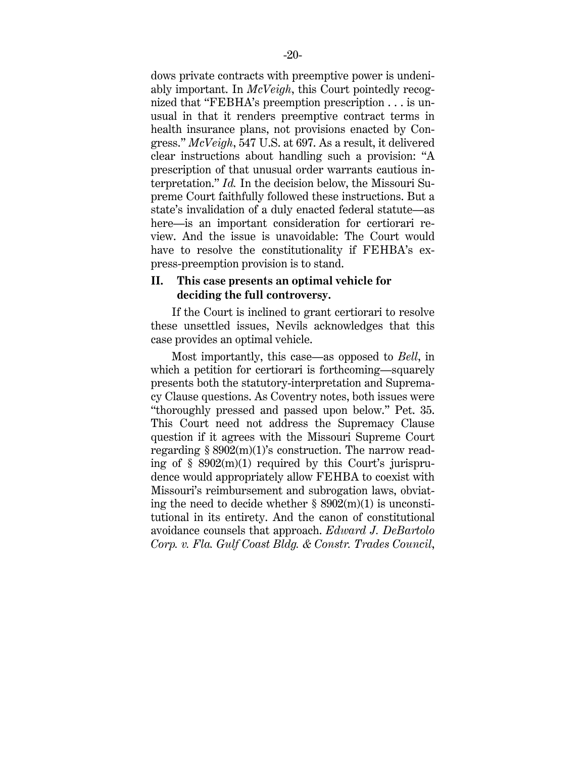dows private contracts with preemptive power is undeniably important. In *McVeigh*, this Court pointedly recognized that "FEBHA's preemption prescription . . . is unusual in that it renders preemptive contract terms in health insurance plans, not provisions enacted by Congress." *McVeigh*, 547 U.S. at 697. As a result, it delivered clear instructions about handling such a provision: "A prescription of that unusual order warrants cautious interpretation." *Id.* In the decision below, the Missouri Supreme Court faithfully followed these instructions. But a state's invalidation of a duly enacted federal statute—as here—is an important consideration for certiorari review. And the issue is unavoidable: The Court would have to resolve the constitutionality if FEHBA's express-preemption provision is to stand.

## II. This case presents an optimal vehicle for deciding the full controversy.

If the Court is inclined to grant certiorari to resolve these unsettled issues, Nevils acknowledges that this case provides an optimal vehicle.

Most importantly, this case—as opposed to *Bell*, in which a petition for certiorari is forthcoming—squarely presents both the statutory-interpretation and Supremacy Clause questions. As Coventry notes, both issues were "thoroughly pressed and passed upon below." Pet. 35. This Court need not address the Supremacy Clause question if it agrees with the Missouri Supreme Court regarding § 8902(m)(1)'s construction. The narrow reading of § 8902(m)(1) required by this Court's jurisprudence would appropriately allow FEHBA to coexist with Missouri's reimbursement and subrogation laws, obviating the need to decide whether § 8902(m)(1) is unconstitutional in its entirety. And the canon of constitutional avoidance counsels that approach. *Edward J. DeBartolo Corp. v. Fla. Gulf Coast Bldg. & Constr. Trades Council*,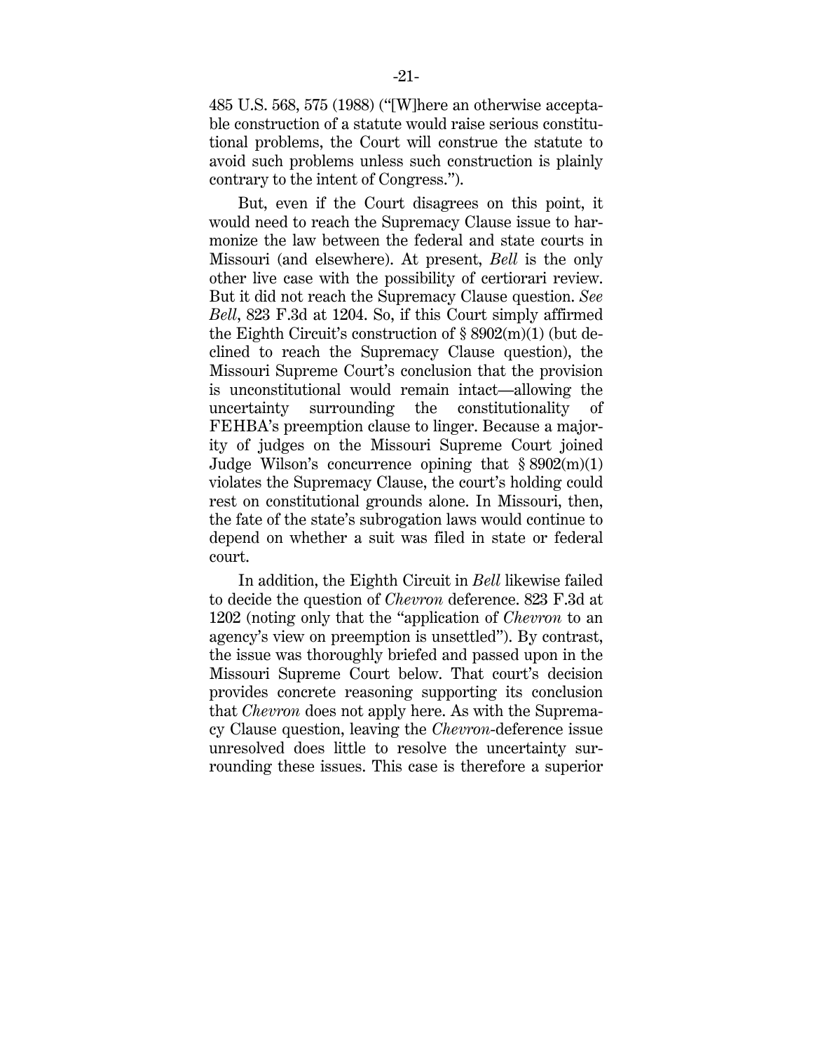485 U.S. 568, 575 (1988) ("[W]here an otherwise acceptable construction of a statute would raise serious constitutional problems, the Court will construe the statute to avoid such problems unless such construction is plainly contrary to the intent of Congress.").

But, even if the Court disagrees on this point, it would need to reach the Supremacy Clause issue to harmonize the law between the federal and state courts in Missouri (and elsewhere). At present, *Bell* is the only other live case with the possibility of certiorari review. But it did not reach the Supremacy Clause question. *See Bell*, 823 F.3d at 1204. So, if this Court simply affirmed the Eighth Circuit's construction of § 8902(m)(1) (but declined to reach the Supremacy Clause question), the Missouri Supreme Court's conclusion that the provision is unconstitutional would remain intact—allowing the uncertainty surrounding the constitutionality of FEHBA's preemption clause to linger. Because a majority of judges on the Missouri Supreme Court joined Judge Wilson's concurrence opining that § 8902(m)(1) violates the Supremacy Clause, the court's holding could rest on constitutional grounds alone. In Missouri, then, the fate of the state's subrogation laws would continue to depend on whether a suit was filed in state or federal court.

In addition, the Eighth Circuit in *Bell* likewise failed to decide the question of *Chevron* deference. 823 F.3d at 1202 (noting only that the "application of *Chevron* to an agency's view on preemption is unsettled"). By contrast, the issue was thoroughly briefed and passed upon in the Missouri Supreme Court below. That court's decision provides concrete reasoning supporting its conclusion that *Chevron* does not apply here. As with the Supremacy Clause question, leaving the *Chevron*-deference issue unresolved does little to resolve the uncertainty surrounding these issues. This case is therefore a superior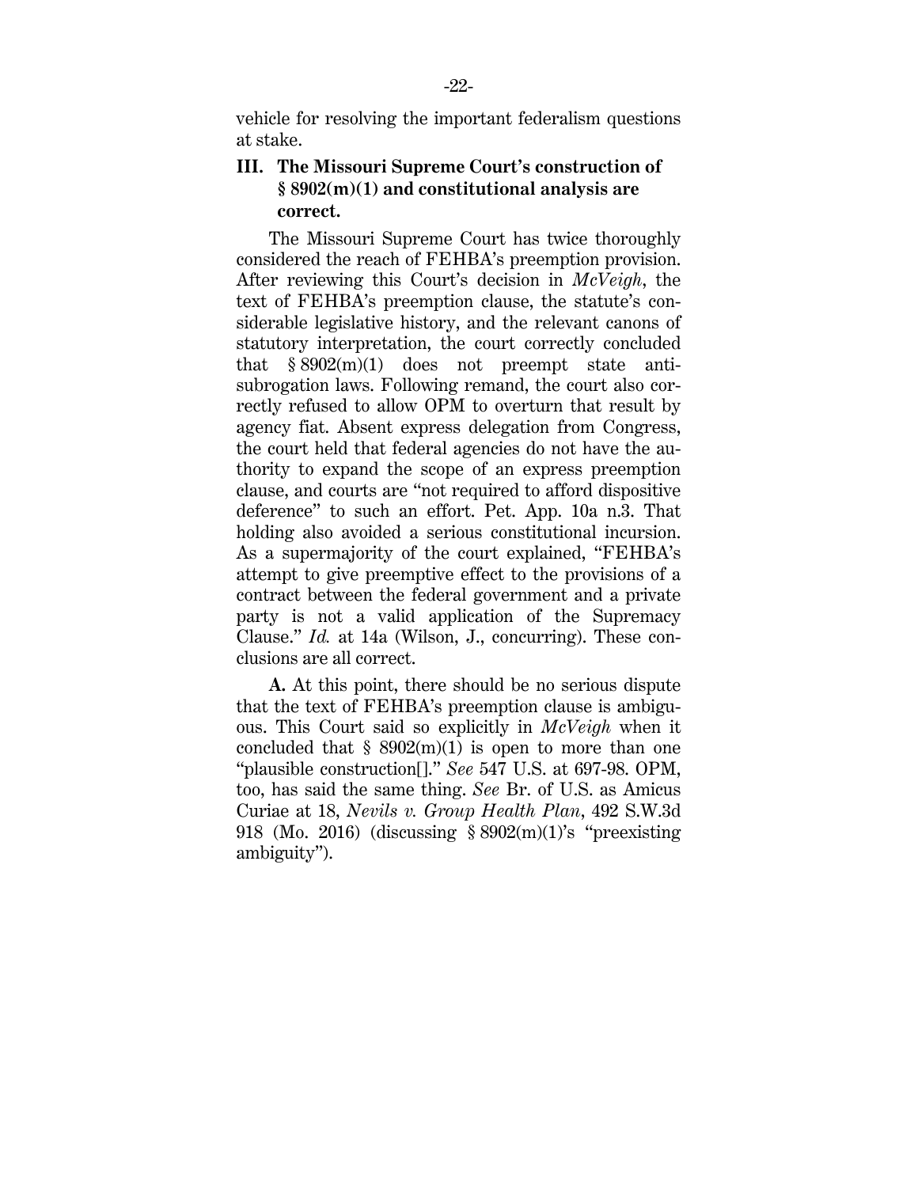vehicle for resolving the important federalism questions at stake.

## III. The Missouri Supreme Court's construction of § 8902(m)(1) and constitutional analysis are correct.

The Missouri Supreme Court has twice thoroughly considered the reach of FEHBA's preemption provision. After reviewing this Court's decision in *McVeigh*, the text of FEHBA's preemption clause, the statute's considerable legislative history, and the relevant canons of statutory interpretation, the court correctly concluded that § 8902(m)(1) does not preempt state anti-subrogation laws. Following remand, the court also correctly refused to allow OPM to overturn that result by agency fiat. Absent express delegation from Congress, the court held that federal agencies do not have the authority to expand the scope of an express preemption clause, and courts are "not required to afford dispositive deference" to such an effort. Pet. App. 10a n.3. That holding also avoided a serious constitutional incursion. As a supermajority of the court explained, "FEHBA's attempt to give preemptive effect to the provisions of a contract between the federal government and a private party is not a valid application of the Supremacy Clause." *Id.* at 14a (Wilson, J., concurring). These conclusions are all correct.

**A.** At this point, there should be no serious dispute that the text of FEHBA's preemption clause is ambiguous. This Court said so explicitly in *McVeigh* when it concluded that § 8902(m)(1) is open to more than one "plausible construction[]." *See* 547 U.S. at 697-98. OPM, too, has said the same thing. *See* Br. of U.S. as Amicus Curiae at 18, *Nevils v. Group Health Plan*, 492 S.W.3d 918 (Mo. 2016) (discussing § 8902(m)(1)'s "preexisting ambiguity").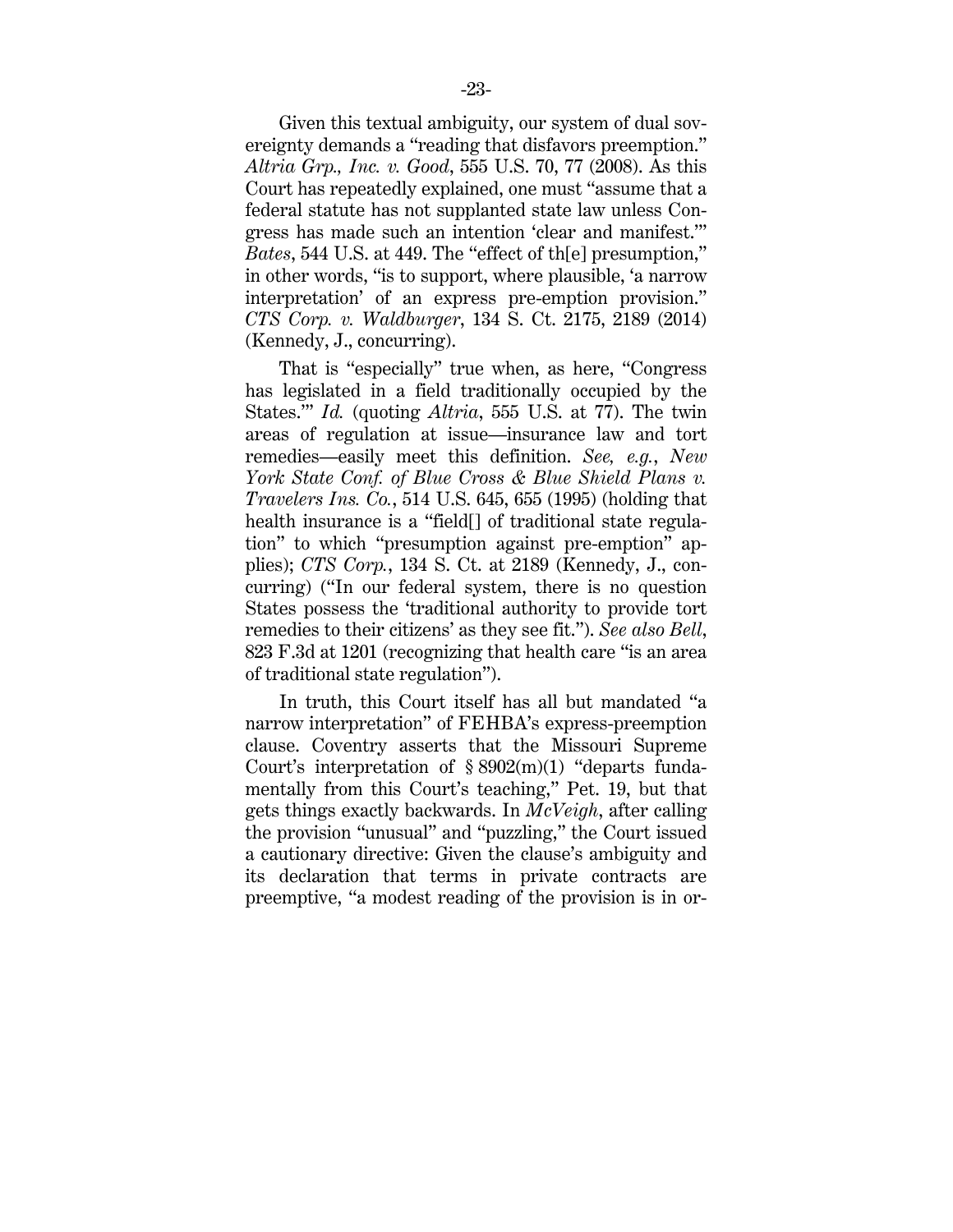Given this textual ambiguity, our system of dual sovereignty demands a "reading that disfavors preemption." *Altria Grp., Inc. v. Good*, 555 U.S. 70, 77 (2008). As this Court has repeatedly explained, one must "assume that a federal statute has not supplanted state law unless Congress has made such an intention 'clear and manifest.'" *Bates*, 544 U.S. at 449. The "effect of th[e] presumption," in other words, "is to support, where plausible, 'a narrow interpretation' of an express pre-emption provision." *CTS Corp. v. Waldburger*, 134 S. Ct. 2175, 2189 (2014) (Kennedy, J., concurring).

That is "especially" true when, as here, "Congress has legislated in a field traditionally occupied by the States.'" *Id.* (quoting *Altria*, 555 U.S. at 77). The twin areas of regulation at issue—insurance law and tort remedies—easily meet this definition. *See, e.g.*, *New York State Conf. of Blue Cross & Blue Shield Plans v. Travelers Ins. Co.*, 514 U.S. 645, 655 (1995) (holding that health insurance is a "field[] of traditional state regulation" to which "presumption against pre-emption" applies); *CTS Corp.*, 134 S. Ct. at 2189 (Kennedy, J., concurring) ("In our federal system, there is no question States possess the 'traditional authority to provide tort remedies to their citizens' as they see fit."). *See also Bell*, 823 F.3d at 1201 (recognizing that health care "is an area of traditional state regulation").

In truth, this Court itself has all but mandated "a narrow interpretation" of FEHBA's express-preemption clause. Coventry asserts that the Missouri Supreme Court's interpretation of § 8902(m)(1) "departs fundamentally from this Court's teaching," Pet. 19, but that gets things exactly backwards. In *McVeigh*, after calling the provision "unusual" and "puzzling," the Court issued a cautionary directive: Given the clause's ambiguity and its declaration that terms in private contracts are preemptive, "a modest reading of the provision is in or-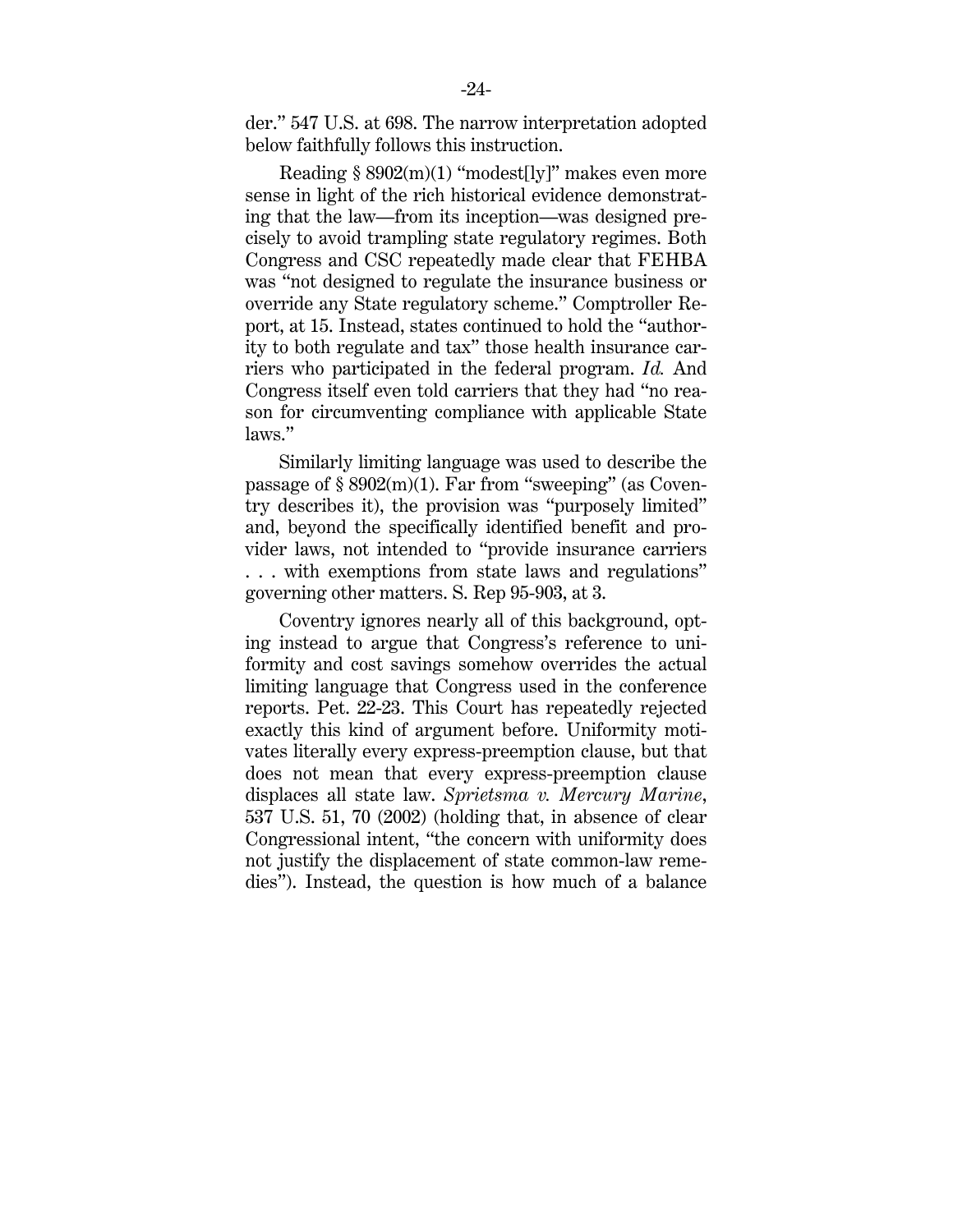der." 547 U.S. at 698. The narrow interpretation adopted below faithfully follows this instruction.

Reading § 8902(m)(1) "modest[ly]" makes even more sense in light of the rich historical evidence demonstrating that the law—from its inception—was designed precisely to avoid trampling state regulatory regimes. Both Congress and CSC repeatedly made clear that FEHBA was "not designed to regulate the insurance business or override any State regulatory scheme." Comptroller Report, at 15. Instead, states continued to hold the "authority to both regulate and tax" those health insurance carriers who participated in the federal program. *Id.* And Congress itself even told carriers that they had "no reason for circumventing compliance with applicable State laws."

Similarly limiting language was used to describe the passage of § 8902(m)(1). Far from "sweeping" (as Coventry describes it), the provision was "purposely limited" and, beyond the specifically identified benefit and provider laws, not intended to "provide insurance carriers . . . with exemptions from state laws and regulations" governing other matters. S. Rep 95-903, at 3.

Coventry ignores nearly all of this background, opting instead to argue that Congress's reference to uniformity and cost savings somehow overrides the actual limiting language that Congress used in the conference reports. Pet. 22-23. This Court has repeatedly rejected exactly this kind of argument before. Uniformity motivates literally every express-preemption clause, but that does not mean that every express-preemption clause displaces all state law. *Sprietsma v. Mercury Marine*, 537 U.S. 51, 70 (2002) (holding that, in absence of clear Congressional intent, "the concern with uniformity does not justify the displacement of state common-law remedies"). Instead, the question is how much of a balance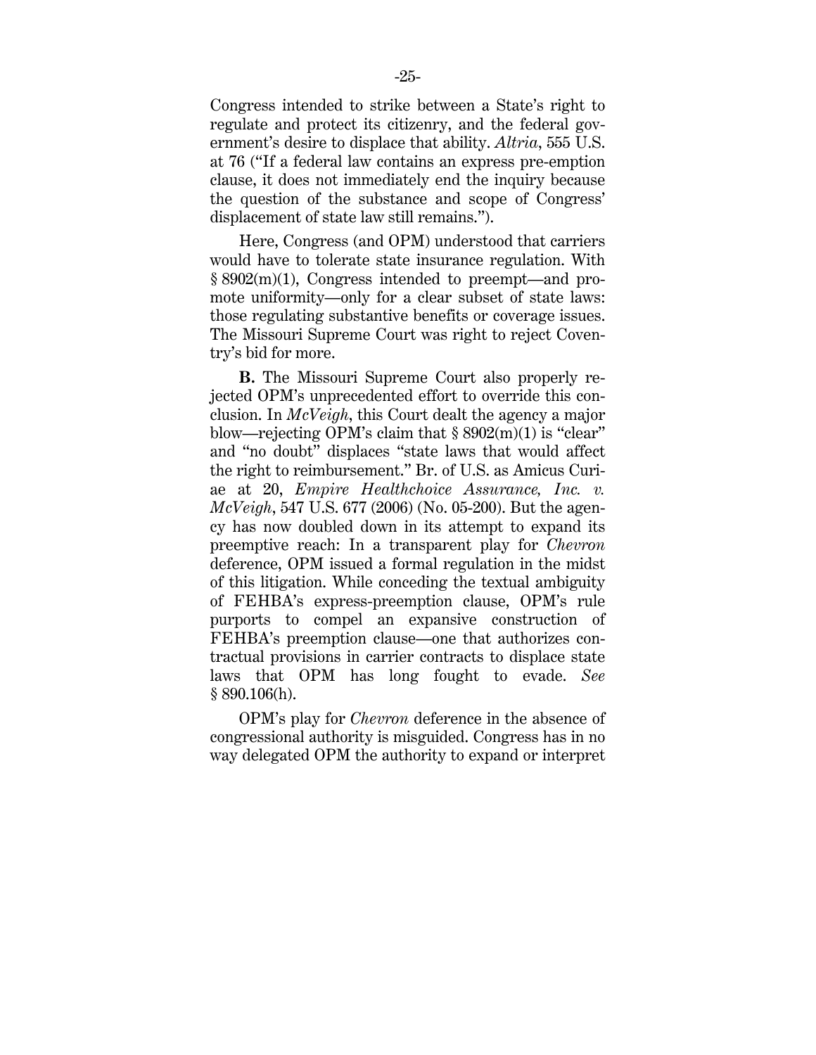Congress intended to strike between a State's right to regulate and protect its citizenry, and the federal government's desire to displace that ability. *Altria*, 555 U.S. at 76 ("If a federal law contains an express pre-emption clause, it does not immediately end the inquiry because the question of the substance and scope of Congress' displacement of state law still remains.").

Here, Congress (and OPM) understood that carriers would have to tolerate state insurance regulation. With § 8902(m)(1), Congress intended to preempt—and promote uniformity—only for a clear subset of state laws: those regulating substantive benefits or coverage issues. The Missouri Supreme Court was right to reject Coventry's bid for more.

**B.** The Missouri Supreme Court also properly rejected OPM's unprecedented effort to override this conclusion. In *McVeigh*, this Court dealt the agency a major blow—rejecting OPM's claim that § 8902(m)(1) is "clear" and "no doubt" displaces "state laws that would affect the right to reimbursement." Br. of U.S. as Amicus Curiae at 20, *Empire Healthchoice Assurance, Inc. v. McVeigh*, 547 U.S. 677 (2006) (No. 05-200). But the agency has now doubled down in its attempt to expand its preemptive reach: In a transparent play for *Chevron* deference, OPM issued a formal regulation in the midst of this litigation. While conceding the textual ambiguity of FEHBA's express-preemption clause, OPM's rule purports to compel an expansive construction of FEHBA's preemption clause—one that authorizes contractual provisions in carrier contracts to displace state laws that OPM has long fought to evade. *See* § 890.106(h).

OPM's play for *Chevron* deference in the absence of congressional authority is misguided. Congress has in no way delegated OPM the authority to expand or interpret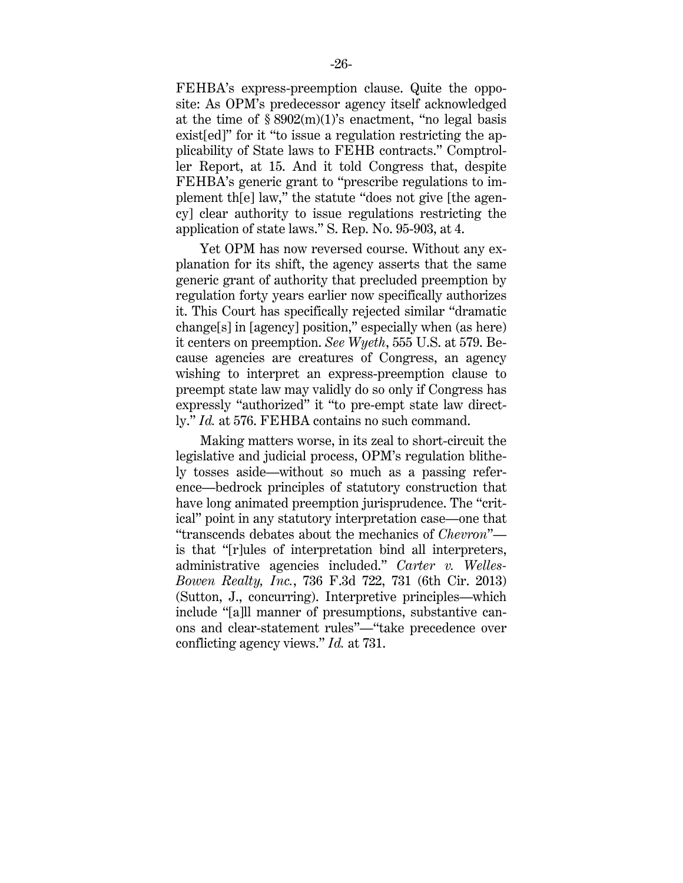FEHBA's express-preemption clause. Quite the opposite: As OPM's predecessor agency itself acknowledged at the time of § 8902(m)(1)'s enactment, "no legal basis exist[ed]" for it "to issue a regulation restricting the applicability of State laws to FEHB contracts." Comptroller Report, at 15. And it told Congress that, despite FEHBA's generic grant to "prescribe regulations to implement th[e] law," the statute "does not give [the agency] clear authority to issue regulations restricting the application of state laws." S. Rep. No. 95-903, at 4.

Yet OPM has now reversed course. Without any explanation for its shift, the agency asserts that the same generic grant of authority that precluded preemption by regulation forty years earlier now specifically authorizes it. This Court has specifically rejected similar "dramatic change[s] in [agency] position," especially when (as here) it centers on preemption. *See Wyeth*, 555 U.S. at 579. Because agencies are creatures of Congress, an agency wishing to interpret an express-preemption clause to preempt state law may validly do so only if Congress has expressly "authorized" it "to pre-empt state law directly." *Id.* at 576. FEHBA contains no such command.

Making matters worse, in its zeal to short-circuit the legislative and judicial process, OPM's regulation blithely tosses aside—without so much as a passing reference—bedrock principles of statutory construction that have long animated preemption jurisprudence. The "critical" point in any statutory interpretation case—one that "transcends debates about the mechanics of *Chevron*"—is that "[r]ules of interpretation bind all interpreters, administrative agencies included." *Carter v. Welles-Bowen Realty, Inc.*, 736 F.3d 722, 731 (6th Cir. 2013) (Sutton, J., concurring). Interpretive principles—which include "[a]ll manner of presumptions, substantive canons and clear-statement rules"—"take precedence over conflicting agency views." *Id.* at 731.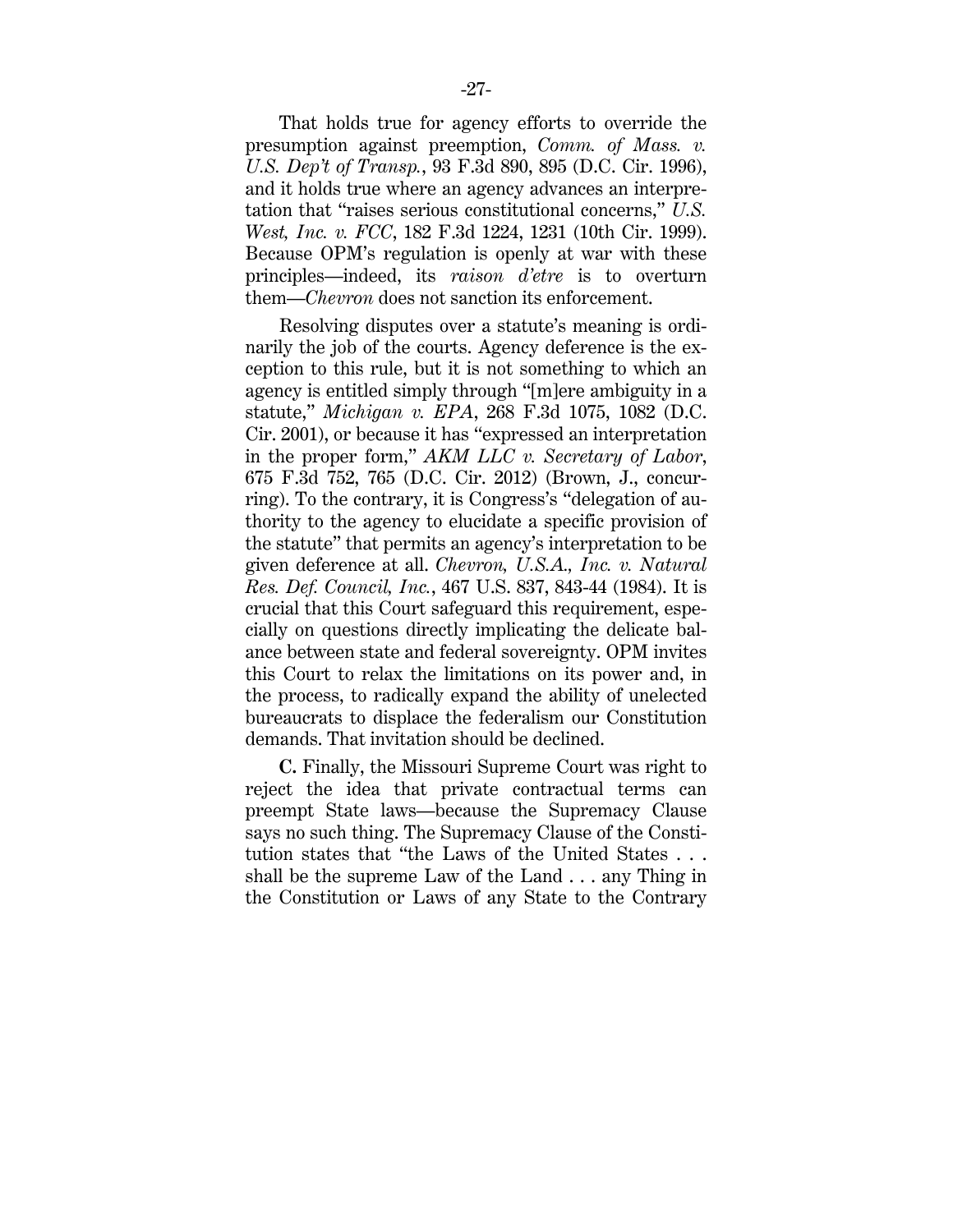That holds true for agency efforts to override the presumption against preemption, *Comm. of Mass. v. U.S. Dep't of Transp.*, 93 F.3d 890, 895 (D.C. Cir. 1996), and it holds true where an agency advances an interpretation that "raises serious constitutional concerns," *U.S. West, Inc. v. FCC*, 182 F.3d 1224, 1231 (10th Cir. 1999). Because OPM's regulation is openly at war with these principles—indeed, its *raison d'etre* is to overturn them—*Chevron* does not sanction its enforcement.

Resolving disputes over a statute's meaning is ordinarily the job of the courts. Agency deference is the exception to this rule, but it is not something to which an agency is entitled simply through "[m]ere ambiguity in a statute," *Michigan v. EPA*, 268 F.3d 1075, 1082 (D.C. Cir. 2001), or because it has "expressed an interpretation in the proper form," *AKM LLC v. Secretary of Labor*, 675 F.3d 752, 765 (D.C. Cir. 2012) (Brown, J., concurring). To the contrary, it is Congress's "delegation of authority to the agency to elucidate a specific provision of the statute" that permits an agency's interpretation to be given deference at all. *Chevron, U.S.A., Inc. v. Natural Res. Def. Council, Inc.*, 467 U.S. 837, 843-44 (1984). It is crucial that this Court safeguard this requirement, especially on questions directly implicating the delicate balance between state and federal sovereignty. OPM invites this Court to relax the limitations on its power and, in the process, to radically expand the ability of unelected bureaucrats to displace the federalism our Constitution demands. That invitation should be declined.

**C.** Finally, the Missouri Supreme Court was right to reject the idea that private contractual terms can preempt State laws—because the Supremacy Clause says no such thing. The Supremacy Clause of the Constitution states that "the Laws of the United States . . . shall be the supreme Law of the Land . . . any Thing in the Constitution or Laws of any State to the Contrary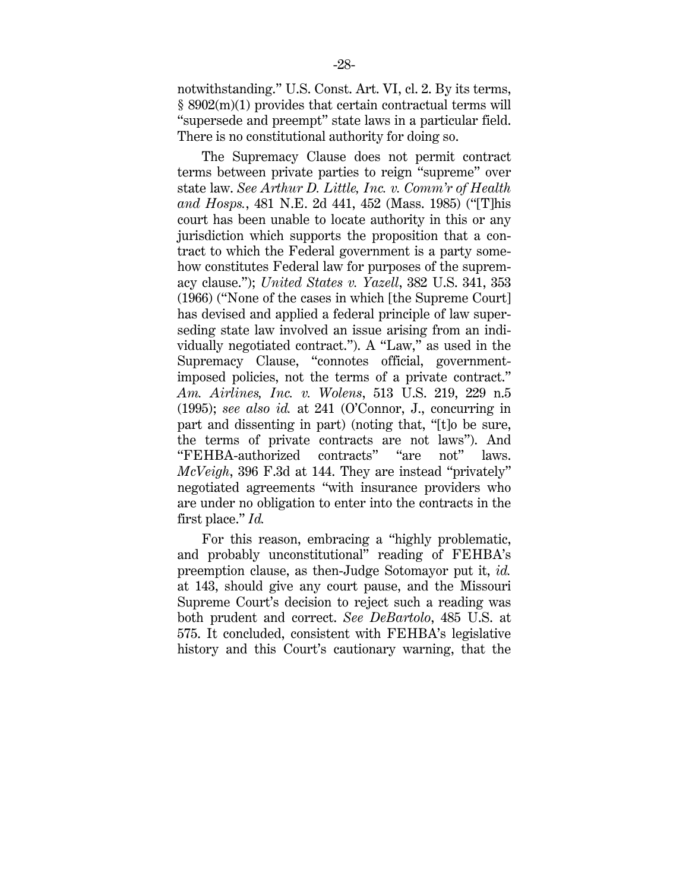notwithstanding." U.S. Const. Art. VI, cl. 2. By its terms, § 8902(m)(1) provides that certain contractual terms will "supersede and preempt" state laws in a particular field. There is no constitutional authority for doing so.

The Supremacy Clause does not permit contract terms between private parties to reign "supreme" over state law. *See Arthur D. Little, Inc. v. Comm'r of Health and Hosps.*, 481 N.E. 2d 441, 452 (Mass. 1985) ("[T]his court has been unable to locate authority in this or any jurisdiction which supports the proposition that a contract to which the Federal government is a party somehow constitutes Federal law for purposes of the supremacy clause."); *United States v. Yazell*, 382 U.S. 341, 353 (1966) ("None of the cases in which [the Supreme Court] has devised and applied a federal principle of law superseding state law involved an issue arising from an individually negotiated contract."). A "Law," as used in the Supremacy Clause, "connotes official, government-imposed policies, not the terms of a private contract." *Am. Airlines, Inc. v. Wolens*, 513 U.S. 219, 229 n.5 (1995); *see also id.* at 241 (O'Connor, J., concurring in part and dissenting in part) (noting that, "[t]o be sure, the terms of private contracts are not laws"). And "FEHBA-authorized contracts" "are not" laws. *McVeigh*, 396 F.3d at 144. They are instead "privately" negotiated agreements "with insurance providers who are under no obligation to enter into the contracts in the first place." *Id.*

For this reason, embracing a "highly problematic, and probably unconstitutional" reading of FEHBA's preemption clause, as then-Judge Sotomayor put it, *id.* at 143, should give any court pause, and the Missouri Supreme Court's decision to reject such a reading was both prudent and correct. *See DeBartolo*, 485 U.S. at 575. It concluded, consistent with FEHBA's legislative history and this Court's cautionary warning, that the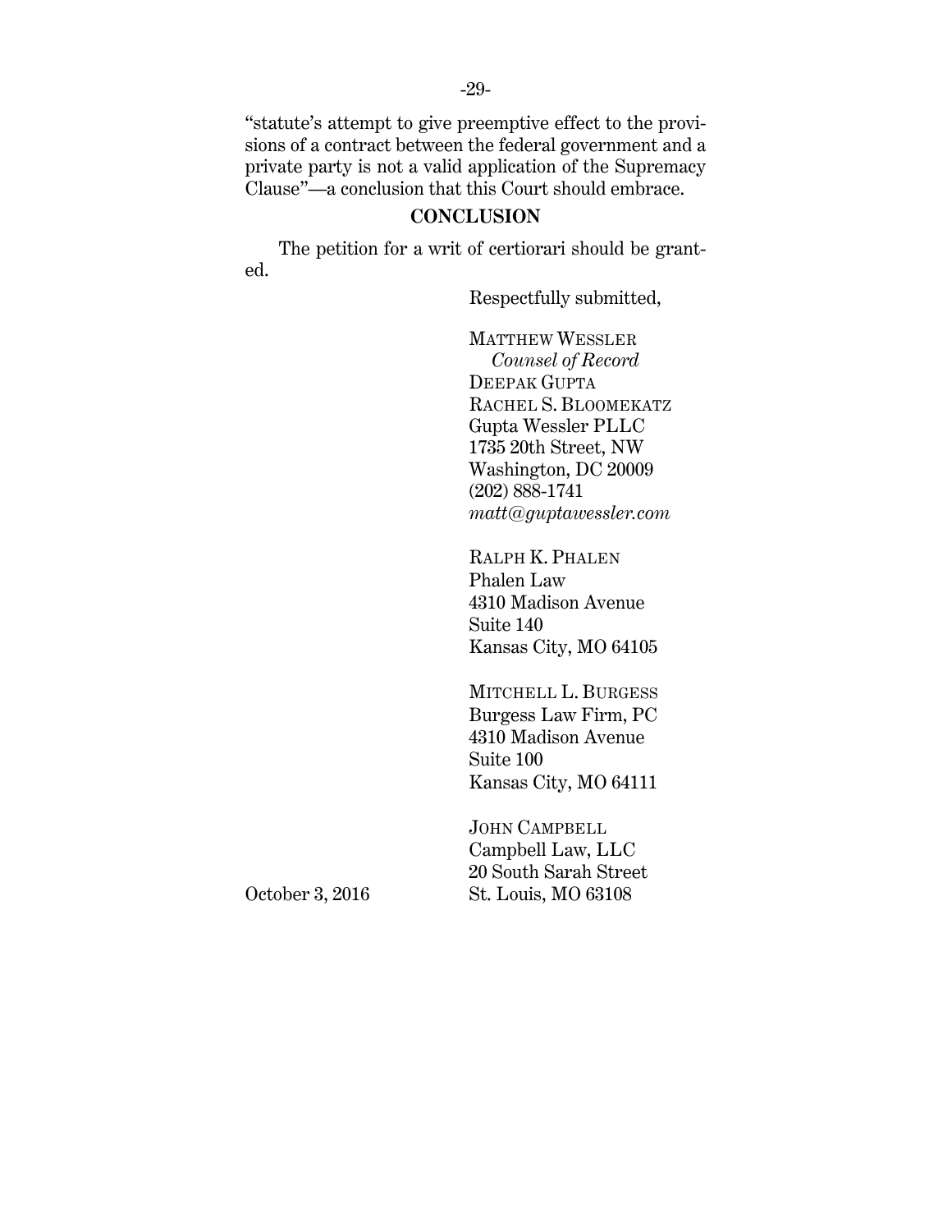"statute's attempt to give preemptive effect to the provisions of a contract between the federal government and a private party is not a valid application of the Supremacy Clause"—a conclusion that this Court should embrace.

## CONCLUSION

The petition for a writ of certiorari should be granted.

Respectfully submitted,

MATTHEW WESSLER
*Counsel of Record*
DEEPAK GUPTA
RACHEL S. BLOOMEKATZ
Gupta Wessler PLLC
1735 20th Street, NW
Washington, DC 20009
(202) 888-1741
*matt@guptawessler.com*

RALPH K. PHALEN
Phalen Law
4310 Madison Avenue
Suite 140
Kansas City, MO 64105

MITCHELL L. BURGESS
Burgess Law Firm, PC
4310 Madison Avenue
Suite 100
Kansas City, MO 64111

JOHN CAMPBELL
Campbell Law, LLC
20 South Sarah Street
St. Louis, MO 63108

October 3, 2016